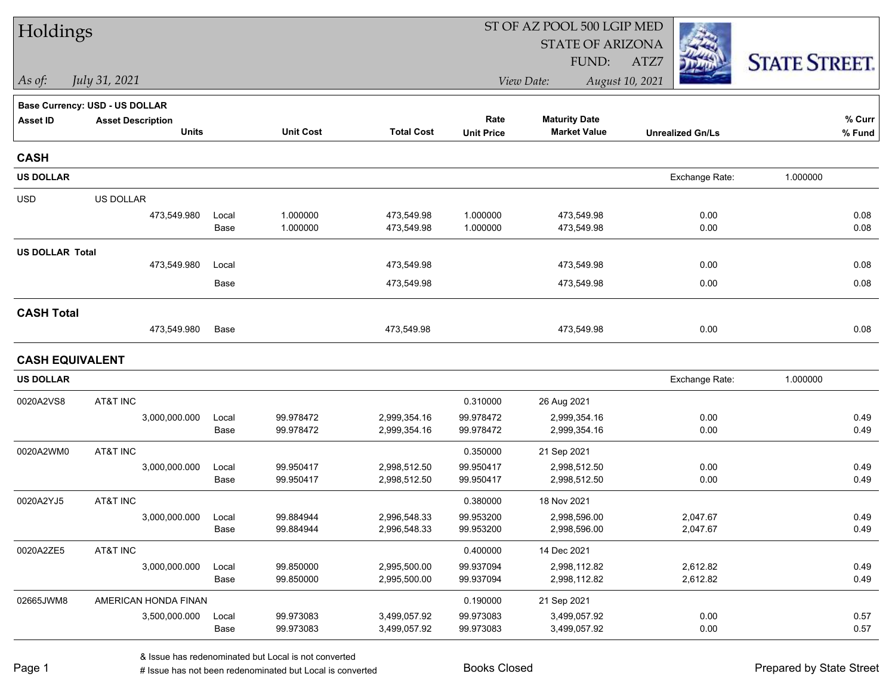# Holdings

ST OF AZ POOL 500 LGIP MED
STATE OF ARIZONA
FUND: ATZ7

*As of: July 31, 2021*

*View Date: August 10, 2021*

STATE STREET.

**Base Currency: USD - US DOLLAR**

| Asset ID | Asset Description / Units | | Unit Cost | Total Cost | Rate / Unit Price | Maturity Date / Market Value | Unrealized Gn/Ls | % Curr / % Fund |
|---|---|---|---|---|---|---|---|---|
| **CASH** | | | | | | | | |
| **US DOLLAR** | | | | | | | Exchange Rate: 1.000000 | |
| USD | US DOLLAR | | | | | | | |
| | 473,549.980 | Local | 1.000000 | 473,549.98 | 1.000000 | 473,549.98 | 0.00 | 0.08 |
| | | Base | 1.000000 | 473,549.98 | 1.000000 | 473,549.98 | 0.00 | 0.08 |
| **US DOLLAR Total** | 473,549.980 | Local | | 473,549.98 | | 473,549.98 | 0.00 | 0.08 |
| | | Base | | 473,549.98 | | 473,549.98 | 0.00 | 0.08 |
| **CASH Total** | 473,549.980 | Base | | 473,549.98 | | 473,549.98 | 0.00 | 0.08 |
| **CASH EQUIVALENT** | | | | | | | | |
| **US DOLLAR** | | | | | | | Exchange Rate: 1.000000 | |
| 0020A2VS8 | AT&T INC | | | | 0.310000 | 26 Aug 2021 | | |
| | 3,000,000.000 | Local | 99.978472 | 2,999,354.16 | 99.978472 | 2,999,354.16 | 0.00 | 0.49 |
| | | Base | 99.978472 | 2,999,354.16 | 99.978472 | 2,999,354.16 | 0.00 | 0.49 |
| 0020A2WM0 | AT&T INC | | | | 0.350000 | 21 Sep 2021 | | |
| | 3,000,000.000 | Local | 99.950417 | 2,998,512.50 | 99.950417 | 2,998,512.50 | 0.00 | 0.49 |
| | | Base | 99.950417 | 2,998,512.50 | 99.950417 | 2,998,512.50 | 0.00 | 0.49 |
| 0020A2YJ5 | AT&T INC | | | | 0.380000 | 18 Nov 2021 | | |
| | 3,000,000.000 | Local | 99.884944 | 2,996,548.33 | 99.953200 | 2,998,596.00 | 2,047.67 | 0.49 |
| | | Base | 99.884944 | 2,996,548.33 | 99.953200 | 2,998,596.00 | 2,047.67 | 0.49 |
| 0020A2ZE5 | AT&T INC | | | | 0.400000 | 14 Dec 2021 | | |
| | 3,000,000.000 | Local | 99.850000 | 2,995,500.00 | 99.937094 | 2,998,112.82 | 2,612.82 | 0.49 |
| | | Base | 99.850000 | 2,995,500.00 | 99.937094 | 2,998,112.82 | 2,612.82 | 0.49 |
| 02665JWM8 | AMERICAN HONDA FINAN | | | | 0.190000 | 21 Sep 2021 | | |
| | 3,500,000.000 | Local | 99.973083 | 3,499,057.92 | 99.973083 | 3,499,057.92 | 0.00 | 0.57 |
| | | Base | 99.973083 | 3,499,057.92 | 99.973083 | 3,499,057.92 | 0.00 | 0.57 |

& Issue has redenominated but Local is not converted
# Issue has not been redenominated but Local is converted

Books Closed

Prepared by State Street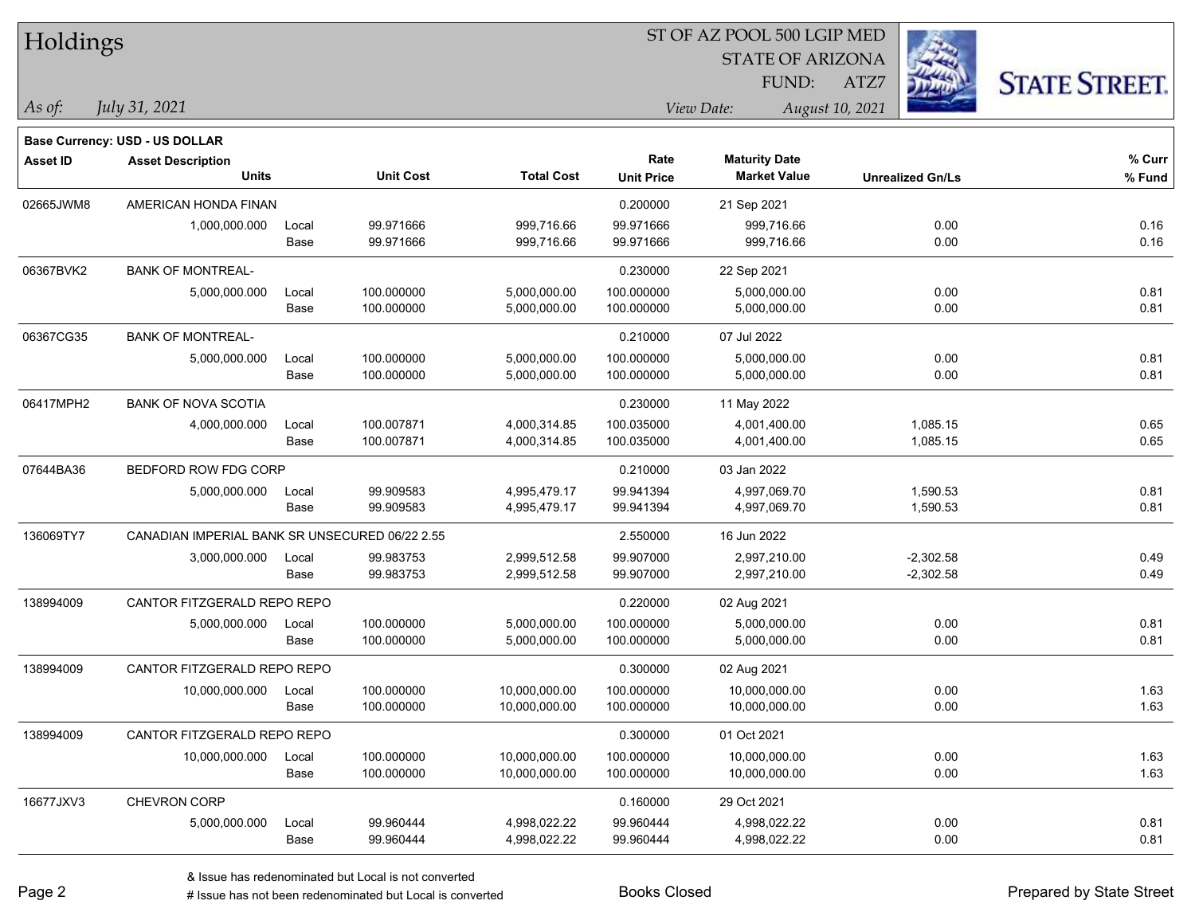# Holdings

ST OF AZ POOL 500 LGIP MED
STATE OF ARIZONA
FUND: ATZ7

*As of:* *July 31, 2021*

*View Date:* *August 10, 2021*

**Base Currency: USD - US DOLLAR**

| Asset ID | Asset Description / Units | | Unit Cost | Total Cost | Rate / Unit Price | Maturity Date / Market Value | Unrealized Gn/Ls | % Curr / % Fund |
|---|---|---|---|---|---|---|---|---|
| 02665JWM8 | AMERICAN HONDA FINAN | | | | 0.200000 | 21 Sep 2021 | | |
| | 1,000,000.000 | Local | 99.971666 | 999,716.66 | 99.971666 | 999,716.66 | 0.00 | 0.16 |
| | | Base | 99.971666 | 999,716.66 | 99.971666 | 999,716.66 | 0.00 | 0.16 |
| 06367BVK2 | BANK OF MONTREAL- | | | | 0.230000 | 22 Sep 2021 | | |
| | 5,000,000.000 | Local | 100.000000 | 5,000,000.00 | 100.000000 | 5,000,000.00 | 0.00 | 0.81 |
| | | Base | 100.000000 | 5,000,000.00 | 100.000000 | 5,000,000.00 | 0.00 | 0.81 |
| 06367CG35 | BANK OF MONTREAL- | | | | 0.210000 | 07 Jul 2022 | | |
| | 5,000,000.000 | Local | 100.000000 | 5,000,000.00 | 100.000000 | 5,000,000.00 | 0.00 | 0.81 |
| | | Base | 100.000000 | 5,000,000.00 | 100.000000 | 5,000,000.00 | 0.00 | 0.81 |
| 06417MPH2 | BANK OF NOVA SCOTIA | | | | 0.230000 | 11 May 2022 | | |
| | 4,000,000.000 | Local | 100.007871 | 4,000,314.85 | 100.035000 | 4,001,400.00 | 1,085.15 | 0.65 |
| | | Base | 100.007871 | 4,000,314.85 | 100.035000 | 4,001,400.00 | 1,085.15 | 0.65 |
| 07644BA36 | BEDFORD ROW FDG CORP | | | | 0.210000 | 03 Jan 2022 | | |
| | 5,000,000.000 | Local | 99.909583 | 4,995,479.17 | 99.941394 | 4,997,069.70 | 1,590.53 | 0.81 |
| | | Base | 99.909583 | 4,995,479.17 | 99.941394 | 4,997,069.70 | 1,590.53 | 0.81 |
| 136069TY7 | CANADIAN IMPERIAL BANK SR UNSECURED 06/22 2.55 | | | | 2.550000 | 16 Jun 2022 | | |
| | 3,000,000.000 | Local | 99.983753 | 2,999,512.58 | 99.907000 | 2,997,210.00 | -2,302.58 | 0.49 |
| | | Base | 99.983753 | 2,999,512.58 | 99.907000 | 2,997,210.00 | -2,302.58 | 0.49 |
| 138994009 | CANTOR FITZGERALD REPO REPO | | | | 0.220000 | 02 Aug 2021 | | |
| | 5,000,000.000 | Local | 100.000000 | 5,000,000.00 | 100.000000 | 5,000,000.00 | 0.00 | 0.81 |
| | | Base | 100.000000 | 5,000,000.00 | 100.000000 | 5,000,000.00 | 0.00 | 0.81 |
| 138994009 | CANTOR FITZGERALD REPO REPO | | | | 0.300000 | 02 Aug 2021 | | |
| | 10,000,000.000 | Local | 100.000000 | 10,000,000.00 | 100.000000 | 10,000,000.00 | 0.00 | 1.63 |
| | | Base | 100.000000 | 10,000,000.00 | 100.000000 | 10,000,000.00 | 0.00 | 1.63 |
| 138994009 | CANTOR FITZGERALD REPO REPO | | | | 0.300000 | 01 Oct 2021 | | |
| | 10,000,000.000 | Local | 100.000000 | 10,000,000.00 | 100.000000 | 10,000,000.00 | 0.00 | 1.63 |
| | | Base | 100.000000 | 10,000,000.00 | 100.000000 | 10,000,000.00 | 0.00 | 1.63 |
| 16677JXV3 | CHEVRON CORP | | | | 0.160000 | 29 Oct 2021 | | |
| | 5,000,000.000 | Local | 99.960444 | 4,998,022.22 | 99.960444 | 4,998,022.22 | 0.00 | 0.81 |
| | | Base | 99.960444 | 4,998,022.22 | 99.960444 | 4,998,022.22 | 0.00 | 0.81 |

& Issue has redenominated but Local is not converted

# Issue has not been redenominated but Local is converted

Books Closed

Prepared by State Street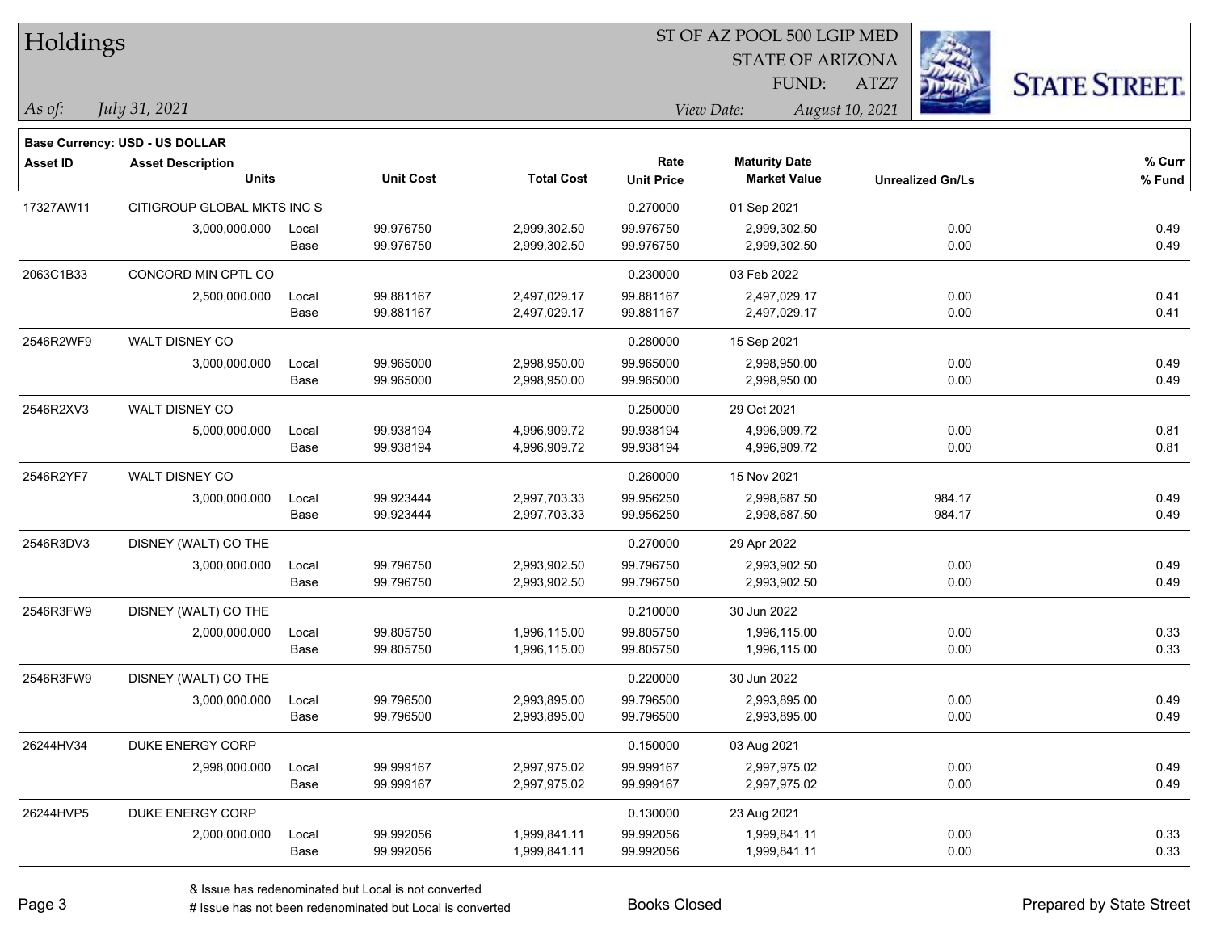# Holdings

ST OF AZ POOL 500 LGIP MED
STATE OF ARIZONA
FUND: ATZ7

*As of: July 31, 2021*

*View Date: August 10, 2021*

**Base Currency: USD - US DOLLAR**

| Asset ID | Asset Description / Units | | Unit Cost | Total Cost | Rate / Unit Price | Maturity Date / Market Value | Unrealized Gn/Ls | % Curr / % Fund |
|---|---|---|---|---|---|---|---|---|
| 17327AW11 | CITIGROUP GLOBAL MKTS INC S | | | | 0.270000 | 01 Sep 2021 | | |
| | 3,000,000.000 | Local | 99.976750 | 2,999,302.50 | 99.976750 | 2,999,302.50 | 0.00 | 0.49 |
| | | Base | 99.976750 | 2,999,302.50 | 99.976750 | 2,999,302.50 | 0.00 | 0.49 |
| 2063C1B33 | CONCORD MIN CPTL CO | | | | 0.230000 | 03 Feb 2022 | | |
| | 2,500,000.000 | Local | 99.881167 | 2,497,029.17 | 99.881167 | 2,497,029.17 | 0.00 | 0.41 |
| | | Base | 99.881167 | 2,497,029.17 | 99.881167 | 2,497,029.17 | 0.00 | 0.41 |
| 2546R2WF9 | WALT DISNEY CO | | | | 0.280000 | 15 Sep 2021 | | |
| | 3,000,000.000 | Local | 99.965000 | 2,998,950.00 | 99.965000 | 2,998,950.00 | 0.00 | 0.49 |
| | | Base | 99.965000 | 2,998,950.00 | 99.965000 | 2,998,950.00 | 0.00 | 0.49 |
| 2546R2XV3 | WALT DISNEY CO | | | | 0.250000 | 29 Oct 2021 | | |
| | 5,000,000.000 | Local | 99.938194 | 4,996,909.72 | 99.938194 | 4,996,909.72 | 0.00 | 0.81 |
| | | Base | 99.938194 | 4,996,909.72 | 99.938194 | 4,996,909.72 | 0.00 | 0.81 |
| 2546R2YF7 | WALT DISNEY CO | | | | 0.260000 | 15 Nov 2021 | | |
| | 3,000,000.000 | Local | 99.923444 | 2,997,703.33 | 99.956250 | 2,998,687.50 | 984.17 | 0.49 |
| | | Base | 99.923444 | 2,997,703.33 | 99.956250 | 2,998,687.50 | 984.17 | 0.49 |
| 2546R3DV3 | DISNEY (WALT) CO THE | | | | 0.270000 | 29 Apr 2022 | | |
| | 3,000,000.000 | Local | 99.796750 | 2,993,902.50 | 99.796750 | 2,993,902.50 | 0.00 | 0.49 |
| | | Base | 99.796750 | 2,993,902.50 | 99.796750 | 2,993,902.50 | 0.00 | 0.49 |
| 2546R3FW9 | DISNEY (WALT) CO THE | | | | 0.210000 | 30 Jun 2022 | | |
| | 2,000,000.000 | Local | 99.805750 | 1,996,115.00 | 99.805750 | 1,996,115.00 | 0.00 | 0.33 |
| | | Base | 99.805750 | 1,996,115.00 | 99.805750 | 1,996,115.00 | 0.00 | 0.33 |
| 2546R3FW9 | DISNEY (WALT) CO THE | | | | 0.220000 | 30 Jun 2022 | | |
| | 3,000,000.000 | Local | 99.796500 | 2,993,895.00 | 99.796500 | 2,993,895.00 | 0.00 | 0.49 |
| | | Base | 99.796500 | 2,993,895.00 | 99.796500 | 2,993,895.00 | 0.00 | 0.49 |
| 26244HV34 | DUKE ENERGY CORP | | | | 0.150000 | 03 Aug 2021 | | |
| | 2,998,000.000 | Local | 99.999167 | 2,997,975.02 | 99.999167 | 2,997,975.02 | 0.00 | 0.49 |
| | | Base | 99.999167 | 2,997,975.02 | 99.999167 | 2,997,975.02 | 0.00 | 0.49 |
| 26244HVP5 | DUKE ENERGY CORP | | | | 0.130000 | 23 Aug 2021 | | |
| | 2,000,000.000 | Local | 99.992056 | 1,999,841.11 | 99.992056 | 1,999,841.11 | 0.00 | 0.33 |
| | | Base | 99.992056 | 1,999,841.11 | 99.992056 | 1,999,841.11 | 0.00 | 0.33 |

& Issue has redenominated but Local is not converted
# Issue has not been redenominated but Local is converted

Books Closed

Prepared by State Street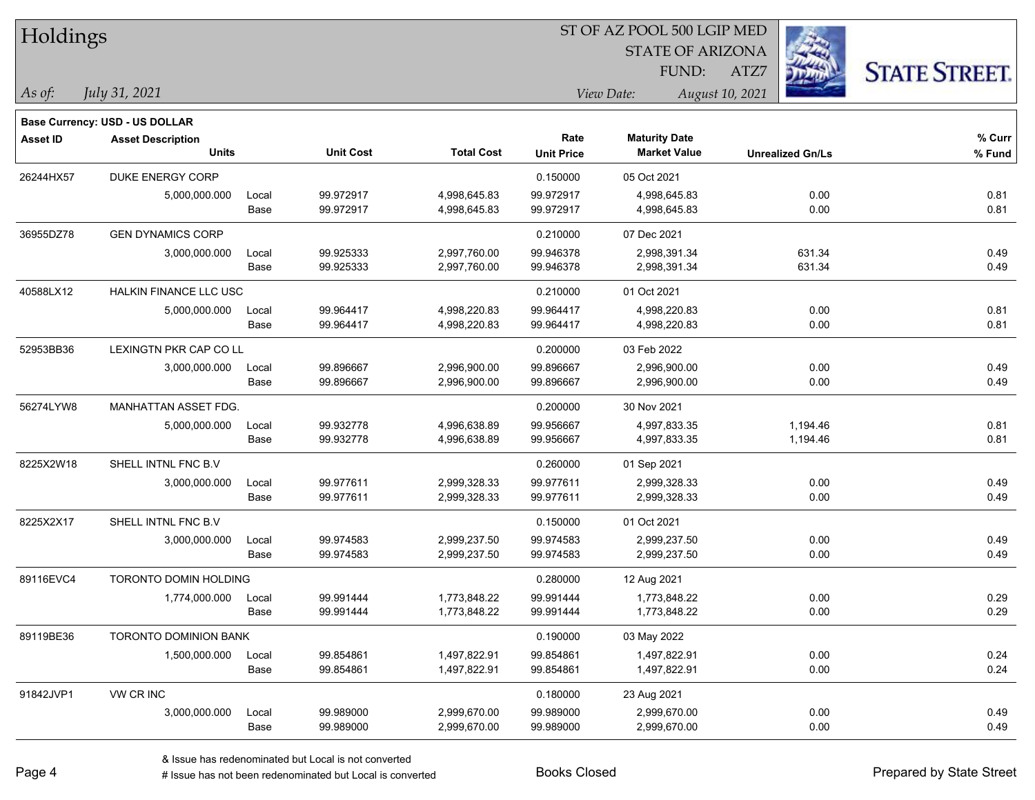# Holdings

ST OF AZ POOL 500 LGIP MED
STATE OF ARIZONA
FUND: ATZ7

*As of:* *July 31, 2021*

*View Date:* *August 10, 2021*

**Base Currency: USD - US DOLLAR**

| Asset ID | Asset Description / Units | | Unit Cost | Total Cost | Rate / Unit Price | Maturity Date / Market Value | Unrealized Gn/Ls | % Curr / % Fund |
|---|---|---|---|---|---|---|---|---|
| 26244HX57 | DUKE ENERGY CORP | | | | 0.150000 | 05 Oct 2021 | | |
| | 5,000,000.000 | Local | 99.972917 | 4,998,645.83 | 99.972917 | 4,998,645.83 | 0.00 | 0.81 |
| | | Base | 99.972917 | 4,998,645.83 | 99.972917 | 4,998,645.83 | 0.00 | 0.81 |
| 36955DZ78 | GEN DYNAMICS CORP | | | | 0.210000 | 07 Dec 2021 | | |
| | 3,000,000.000 | Local | 99.925333 | 2,997,760.00 | 99.946378 | 2,998,391.34 | 631.34 | 0.49 |
| | | Base | 99.925333 | 2,997,760.00 | 99.946378 | 2,998,391.34 | 631.34 | 0.49 |
| 40588LX12 | HALKIN FINANCE LLC USC | | | | 0.210000 | 01 Oct 2021 | | |
| | 5,000,000.000 | Local | 99.964417 | 4,998,220.83 | 99.964417 | 4,998,220.83 | 0.00 | 0.81 |
| | | Base | 99.964417 | 4,998,220.83 | 99.964417 | 4,998,220.83 | 0.00 | 0.81 |
| 52953BB36 | LEXINGTN PKR CAP CO LL | | | | 0.200000 | 03 Feb 2022 | | |
| | 3,000,000.000 | Local | 99.896667 | 2,996,900.00 | 99.896667 | 2,996,900.00 | 0.00 | 0.49 |
| | | Base | 99.896667 | 2,996,900.00 | 99.896667 | 2,996,900.00 | 0.00 | 0.49 |
| 56274LYW8 | MANHATTAN ASSET FDG. | | | | 0.200000 | 30 Nov 2021 | | |
| | 5,000,000.000 | Local | 99.932778 | 4,996,638.89 | 99.956667 | 4,997,833.35 | 1,194.46 | 0.81 |
| | | Base | 99.932778 | 4,996,638.89 | 99.956667 | 4,997,833.35 | 1,194.46 | 0.81 |
| 8225X2W18 | SHELL INTNL FNC B.V | | | | 0.260000 | 01 Sep 2021 | | |
| | 3,000,000.000 | Local | 99.977611 | 2,999,328.33 | 99.977611 | 2,999,328.33 | 0.00 | 0.49 |
| | | Base | 99.977611 | 2,999,328.33 | 99.977611 | 2,999,328.33 | 0.00 | 0.49 |
| 8225X2X17 | SHELL INTNL FNC B.V | | | | 0.150000 | 01 Oct 2021 | | |
| | 3,000,000.000 | Local | 99.974583 | 2,999,237.50 | 99.974583 | 2,999,237.50 | 0.00 | 0.49 |
| | | Base | 99.974583 | 2,999,237.50 | 99.974583 | 2,999,237.50 | 0.00 | 0.49 |
| 89116EVC4 | TORONTO DOMIN HOLDING | | | | 0.280000 | 12 Aug 2021 | | |
| | 1,774,000.000 | Local | 99.991444 | 1,773,848.22 | 99.991444 | 1,773,848.22 | 0.00 | 0.29 |
| | | Base | 99.991444 | 1,773,848.22 | 99.991444 | 1,773,848.22 | 0.00 | 0.29 |
| 89119BE36 | TORONTO DOMINION BANK | | | | 0.190000 | 03 May 2022 | | |
| | 1,500,000.000 | Local | 99.854861 | 1,497,822.91 | 99.854861 | 1,497,822.91 | 0.00 | 0.24 |
| | | Base | 99.854861 | 1,497,822.91 | 99.854861 | 1,497,822.91 | 0.00 | 0.24 |
| 91842JVP1 | VW CR INC | | | | 0.180000 | 23 Aug 2021 | | |
| | 3,000,000.000 | Local | 99.989000 | 2,999,670.00 | 99.989000 | 2,999,670.00 | 0.00 | 0.49 |
| | | Base | 99.989000 | 2,999,670.00 | 99.989000 | 2,999,670.00 | 0.00 | 0.49 |

& Issue has redenominated but Local is not converted
# Issue has not been redenominated but Local is converted

Books Closed

Prepared by State Street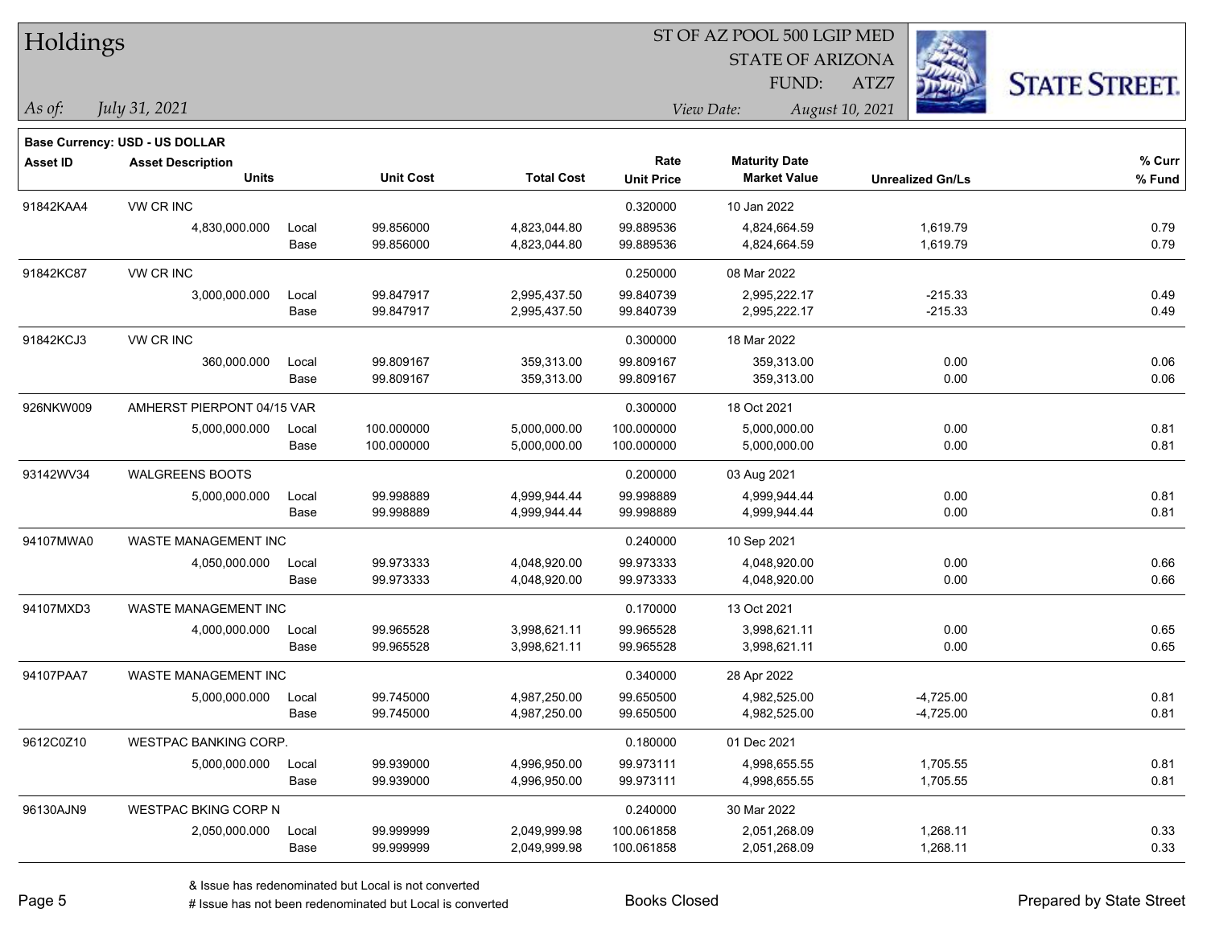# Holdings

ST OF AZ POOL 500 LGIP MED
STATE OF ARIZONA
FUND: ATZ7

*As of:* *July 31, 2021*

*View Date:* *August 10, 2021*

**Base Currency: USD - US DOLLAR**

| Asset ID | Asset Description / Units | | Unit Cost | Total Cost | Rate / Unit Price | Maturity Date / Market Value | Unrealized Gn/Ls | % Curr / % Fund |
|---|---|---|---|---|---|---|---|---|
| 91842KAA4 | VW CR INC | | | | 0.320000 | 10 Jan 2022 | | |
| | 4,830,000.000 | Local | 99.856000 | 4,823,044.80 | 99.889536 | 4,824,664.59 | 1,619.79 | 0.79 |
| | | Base | 99.856000 | 4,823,044.80 | 99.889536 | 4,824,664.59 | 1,619.79 | 0.79 |
| 91842KC87 | VW CR INC | | | | 0.250000 | 08 Mar 2022 | | |
| | 3,000,000.000 | Local | 99.847917 | 2,995,437.50 | 99.840739 | 2,995,222.17 | -215.33 | 0.49 |
| | | Base | 99.847917 | 2,995,437.50 | 99.840739 | 2,995,222.17 | -215.33 | 0.49 |
| 91842KCJ3 | VW CR INC | | | | 0.300000 | 18 Mar 2022 | | |
| | 360,000.000 | Local | 99.809167 | 359,313.00 | 99.809167 | 359,313.00 | 0.00 | 0.06 |
| | | Base | 99.809167 | 359,313.00 | 99.809167 | 359,313.00 | 0.00 | 0.06 |
| 926NKW009 | AMHERST PIERPONT 04/15 VAR | | | | 0.300000 | 18 Oct 2021 | | |
| | 5,000,000.000 | Local | 100.000000 | 5,000,000.00 | 100.000000 | 5,000,000.00 | 0.00 | 0.81 |
| | | Base | 100.000000 | 5,000,000.00 | 100.000000 | 5,000,000.00 | 0.00 | 0.81 |
| 93142WV34 | WALGREENS BOOTS | | | | 0.200000 | 03 Aug 2021 | | |
| | 5,000,000.000 | Local | 99.998889 | 4,999,944.44 | 99.998889 | 4,999,944.44 | 0.00 | 0.81 |
| | | Base | 99.998889 | 4,999,944.44 | 99.998889 | 4,999,944.44 | 0.00 | 0.81 |
| 94107MWA0 | WASTE MANAGEMENT INC | | | | 0.240000 | 10 Sep 2021 | | |
| | 4,050,000.000 | Local | 99.973333 | 4,048,920.00 | 99.973333 | 4,048,920.00 | 0.00 | 0.66 |
| | | Base | 99.973333 | 4,048,920.00 | 99.973333 | 4,048,920.00 | 0.00 | 0.66 |
| 94107MXD3 | WASTE MANAGEMENT INC | | | | 0.170000 | 13 Oct 2021 | | |
| | 4,000,000.000 | Local | 99.965528 | 3,998,621.11 | 99.965528 | 3,998,621.11 | 0.00 | 0.65 |
| | | Base | 99.965528 | 3,998,621.11 | 99.965528 | 3,998,621.11 | 0.00 | 0.65 |
| 94107PAA7 | WASTE MANAGEMENT INC | | | | 0.340000 | 28 Apr 2022 | | |
| | 5,000,000.000 | Local | 99.745000 | 4,987,250.00 | 99.650500 | 4,982,525.00 | -4,725.00 | 0.81 |
| | | Base | 99.745000 | 4,987,250.00 | 99.650500 | 4,982,525.00 | -4,725.00 | 0.81 |
| 9612C0Z10 | WESTPAC BANKING CORP. | | | | 0.180000 | 01 Dec 2021 | | |
| | 5,000,000.000 | Local | 99.939000 | 4,996,950.00 | 99.973111 | 4,998,655.55 | 1,705.55 | 0.81 |
| | | Base | 99.939000 | 4,996,950.00 | 99.973111 | 4,998,655.55 | 1,705.55 | 0.81 |
| 96130AJN9 | WESTPAC BKING CORP N | | | | 0.240000 | 30 Mar 2022 | | |
| | 2,050,000.000 | Local | 99.999999 | 2,049,999.98 | 100.061858 | 2,051,268.09 | 1,268.11 | 0.33 |
| | | Base | 99.999999 | 2,049,999.98 | 100.061858 | 2,051,268.09 | 1,268.11 | 0.33 |

& Issue has redenominated but Local is not converted
# Issue has not been redenominated but Local is converted

Books Closed

Prepared by State Street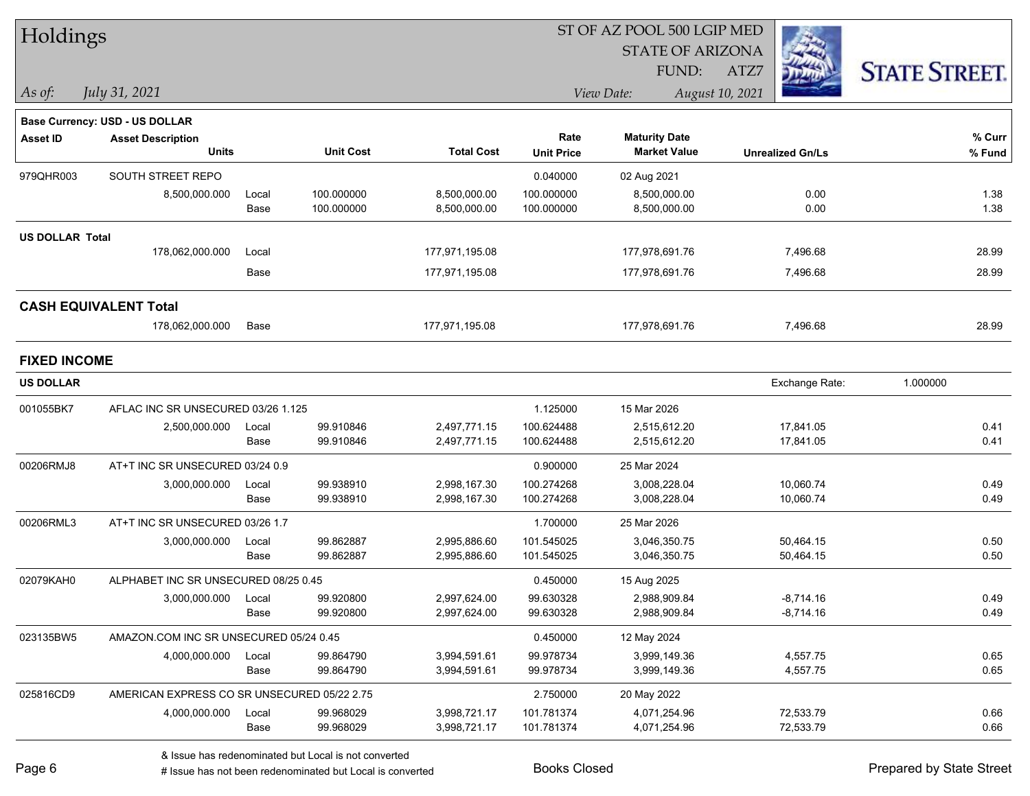# Holdings

ST OF AZ POOL 500 LGIP MED
STATE OF ARIZONA
FUND: ATZ7

*As of:* *July 31, 2021*
*View Date:* *August 10, 2021*

**Base Currency: USD - US DOLLAR**

| Asset ID | Asset Description / Units | | Unit Cost | Total Cost | Rate / Unit Price | Maturity Date / Market Value | Unrealized Gn/Ls | % Curr / % Fund |
|---|---|---|---|---|---|---|---|---|
| 979QHR003 | SOUTH STREET REPO | | | | 0.040000 | 02 Aug 2021 | | |
| | 8,500,000.000 | Local | 100.000000 | 8,500,000.00 | 100.000000 | 8,500,000.00 | 0.00 | 1.38 |
| | | Base | 100.000000 | 8,500,000.00 | 100.000000 | 8,500,000.00 | 0.00 | 1.38 |
| **US DOLLAR Total** | | | | | | | | |
| | 178,062,000.000 | Local | | 177,971,195.08 | | 177,978,691.76 | 7,496.68 | 28.99 |
| | | Base | | 177,971,195.08 | | 177,978,691.76 | 7,496.68 | 28.99 |
| **CASH EQUIVALENT Total** | | | | | | | | |
| | 178,062,000.000 | Base | | 177,971,195.08 | | 177,978,691.76 | 7,496.68 | 28.99 |

## FIXED INCOME

**US DOLLAR** — Exchange Rate: 1.000000

| Asset ID | Asset Description / Units | | Unit Cost | Total Cost | Rate / Unit Price | Maturity Date / Market Value | Unrealized Gn/Ls | % Curr / % Fund |
|---|---|---|---|---|---|---|---|---|
| 001055BK7 | AFLAC INC SR UNSECURED 03/26 1.125 | | | | 1.125000 | 15 Mar 2026 | | |
| | 2,500,000.000 | Local | 99.910846 | 2,497,771.15 | 100.624488 | 2,515,612.20 | 17,841.05 | 0.41 |
| | | Base | 99.910846 | 2,497,771.15 | 100.624488 | 2,515,612.20 | 17,841.05 | 0.41 |
| 00206RMJ8 | AT+T INC SR UNSECURED 03/24 0.9 | | | | 0.900000 | 25 Mar 2024 | | |
| | 3,000,000.000 | Local | 99.938910 | 2,998,167.30 | 100.274268 | 3,008,228.04 | 10,060.74 | 0.49 |
| | | Base | 99.938910 | 2,998,167.30 | 100.274268 | 3,008,228.04 | 10,060.74 | 0.49 |
| 00206RML3 | AT+T INC SR UNSECURED 03/26 1.7 | | | | 1.700000 | 25 Mar 2026 | | |
| | 3,000,000.000 | Local | 99.862887 | 2,995,886.60 | 101.545025 | 3,046,350.75 | 50,464.15 | 0.50 |
| | | Base | 99.862887 | 2,995,886.60 | 101.545025 | 3,046,350.75 | 50,464.15 | 0.50 |
| 02079KAH0 | ALPHABET INC SR UNSECURED 08/25 0.45 | | | | 0.450000 | 15 Aug 2025 | | |
| | 3,000,000.000 | Local | 99.920800 | 2,997,624.00 | 99.630328 | 2,988,909.84 | -8,714.16 | 0.49 |
| | | Base | 99.920800 | 2,997,624.00 | 99.630328 | 2,988,909.84 | -8,714.16 | 0.49 |
| 023135BW5 | AMAZON.COM INC SR UNSECURED 05/24 0.45 | | | | 0.450000 | 12 May 2024 | | |
| | 4,000,000.000 | Local | 99.864790 | 3,994,591.61 | 99.978734 | 3,999,149.36 | 4,557.75 | 0.65 |
| | | Base | 99.864790 | 3,994,591.61 | 99.978734 | 3,999,149.36 | 4,557.75 | 0.65 |
| 025816CD9 | AMERICAN EXPRESS CO SR UNSECURED 05/22 2.75 | | | | 2.750000 | 20 May 2022 | | |
| | 4,000,000.000 | Local | 99.968029 | 3,998,721.17 | 101.781374 | 4,071,254.96 | 72,533.79 | 0.66 |
| | | Base | 99.968029 | 3,998,721.17 | 101.781374 | 4,071,254.96 | 72,533.79 | 0.66 |

& Issue has redenominated but Local is not converted
# Issue has not been redenominated but Local is converted

Books Closed

Prepared by State Street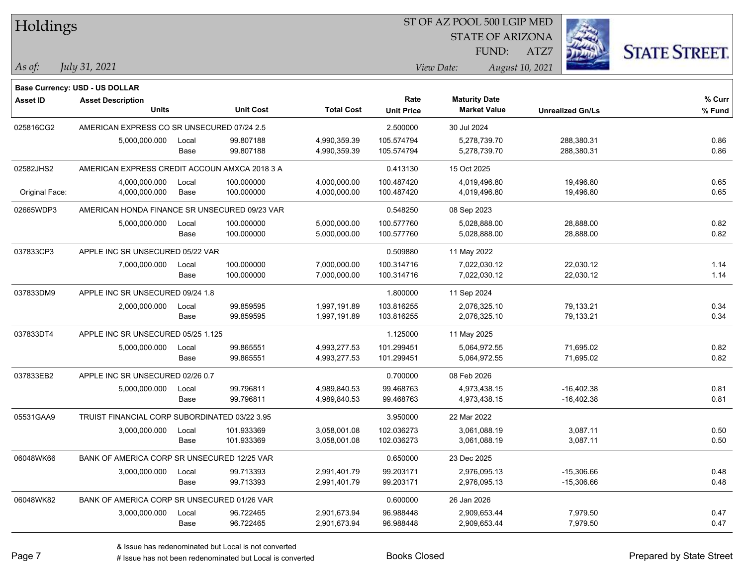# Holdings

ST OF AZ POOL 500 LGIP MED
STATE OF ARIZONA
FUND: ATZ7

*As of: July 31, 2021*  *View Date: August 10, 2021*

**Base Currency: USD - US DOLLAR**

| Asset ID | Asset Description / Units | | Unit Cost | Total Cost | Rate / Unit Price | Maturity Date / Market Value | Unrealized Gn/Ls | % Curr / % Fund |
|---|---|---|---|---|---|---|---|---|
| 025816CG2 | AMERICAN EXPRESS CO SR UNSECURED 07/24 2.5 | | | | 2.500000 | 30 Jul 2024 | | |
| | 5,000,000.000 | Local | 99.807188 | 4,990,359.39 | 105.574794 | 5,278,739.70 | 288,380.31 | 0.86 |
| | | Base | 99.807188 | 4,990,359.39 | 105.574794 | 5,278,739.70 | 288,380.31 | 0.86 |
| 02582JHS2 | AMERICAN EXPRESS CREDIT ACCOUN AMXCA 2018 3 A | | | | 0.413130 | 15 Oct 2025 | | |
| | 4,000,000.000 | Local | 100.000000 | 4,000,000.00 | 100.487420 | 4,019,496.80 | 19,496.80 | 0.65 |
| Original Face: | 4,000,000.000 | Base | 100.000000 | 4,000,000.00 | 100.487420 | 4,019,496.80 | 19,496.80 | 0.65 |
| 02665WDP3 | AMERICAN HONDA FINANCE SR UNSECURED 09/23 VAR | | | | 0.548250 | 08 Sep 2023 | | |
| | 5,000,000.000 | Local | 100.000000 | 5,000,000.00 | 100.577760 | 5,028,888.00 | 28,888.00 | 0.82 |
| | | Base | 100.000000 | 5,000,000.00 | 100.577760 | 5,028,888.00 | 28,888.00 | 0.82 |
| 037833CP3 | APPLE INC SR UNSECURED 05/22 VAR | | | | 0.509880 | 11 May 2022 | | |
| | 7,000,000.000 | Local | 100.000000 | 7,000,000.00 | 100.314716 | 7,022,030.12 | 22,030.12 | 1.14 |
| | | Base | 100.000000 | 7,000,000.00 | 100.314716 | 7,022,030.12 | 22,030.12 | 1.14 |
| 037833DM9 | APPLE INC SR UNSECURED 09/24 1.8 | | | | 1.800000 | 11 Sep 2024 | | |
| | 2,000,000.000 | Local | 99.859595 | 1,997,191.89 | 103.816255 | 2,076,325.10 | 79,133.21 | 0.34 |
| | | Base | 99.859595 | 1,997,191.89 | 103.816255 | 2,076,325.10 | 79,133.21 | 0.34 |
| 037833DT4 | APPLE INC SR UNSECURED 05/25 1.125 | | | | 1.125000 | 11 May 2025 | | |
| | 5,000,000.000 | Local | 99.865551 | 4,993,277.53 | 101.299451 | 5,064,972.55 | 71,695.02 | 0.82 |
| | | Base | 99.865551 | 4,993,277.53 | 101.299451 | 5,064,972.55 | 71,695.02 | 0.82 |
| 037833EB2 | APPLE INC SR UNSECURED 02/26 0.7 | | | | 0.700000 | 08 Feb 2026 | | |
| | 5,000,000.000 | Local | 99.796811 | 4,989,840.53 | 99.468763 | 4,973,438.15 | -16,402.38 | 0.81 |
| | | Base | 99.796811 | 4,989,840.53 | 99.468763 | 4,973,438.15 | -16,402.38 | 0.81 |
| 05531GAA9 | TRUIST FINANCIAL CORP SUBORDINATED 03/22 3.95 | | | | 3.950000 | 22 Mar 2022 | | |
| | 3,000,000.000 | Local | 101.933369 | 3,058,001.08 | 102.036273 | 3,061,088.19 | 3,087.11 | 0.50 |
| | | Base | 101.933369 | 3,058,001.08 | 102.036273 | 3,061,088.19 | 3,087.11 | 0.50 |
| 06048WK66 | BANK OF AMERICA CORP SR UNSECURED 12/25 VAR | | | | 0.650000 | 23 Dec 2025 | | |
| | 3,000,000.000 | Local | 99.713393 | 2,991,401.79 | 99.203171 | 2,976,095.13 | -15,306.66 | 0.48 |
| | | Base | 99.713393 | 2,991,401.79 | 99.203171 | 2,976,095.13 | -15,306.66 | 0.48 |
| 06048WK82 | BANK OF AMERICA CORP SR UNSECURED 01/26 VAR | | | | 0.600000 | 26 Jan 2026 | | |
| | 3,000,000.000 | Local | 96.722465 | 2,901,673.94 | 96.988448 | 2,909,653.44 | 7,979.50 | 0.47 |
| | | Base | 96.722465 | 2,901,673.94 | 96.988448 | 2,909,653.44 | 7,979.50 | 0.47 |

& Issue has redenominated but Local is not converted
# Issue has not been redenominated but Local is converted

Books Closed

Prepared by State Street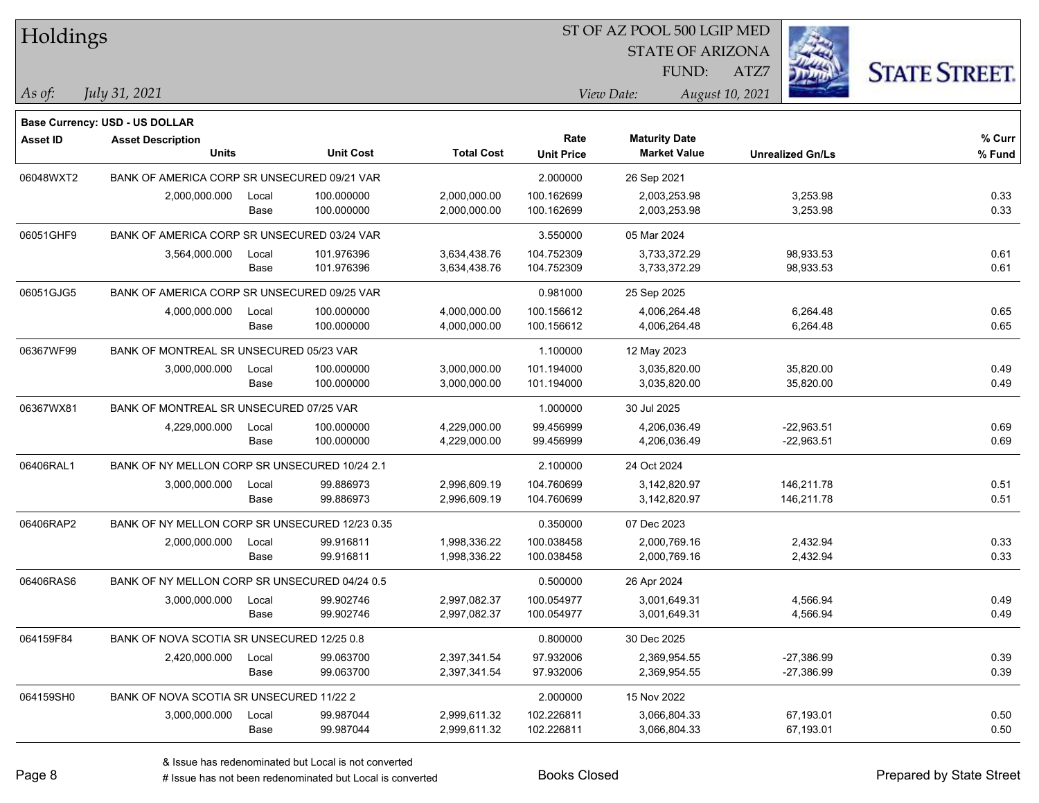# Holdings

ST OF AZ POOL 500 LGIP MED
STATE OF ARIZONA
FUND: ATZ7

*As of:* *July 31, 2021*

*View Date:* *August 10, 2021*

**Base Currency: USD - US DOLLAR**

| Asset ID | Asset Description | | | | Rate | Maturity Date | | % Curr |
|---|---|---|---|---|---|---|---|---|
| | Units | | Unit Cost | Total Cost | Unit Price | Market Value | Unrealized Gn/Ls | % Fund |
| 06048WXT2 | BANK OF AMERICA CORP SR UNSECURED 09/21 VAR | | | | 2.000000 | 26 Sep 2021 | | |
| | 2,000,000.000 | Local | 100.000000 | 2,000,000.00 | 100.162699 | 2,003,253.98 | 3,253.98 | 0.33 |
| | | Base | 100.000000 | 2,000,000.00 | 100.162699 | 2,003,253.98 | 3,253.98 | 0.33 |
| 06051GHF9 | BANK OF AMERICA CORP SR UNSECURED 03/24 VAR | | | | 3.550000 | 05 Mar 2024 | | |
| | 3,564,000.000 | Local | 101.976396 | 3,634,438.76 | 104.752309 | 3,733,372.29 | 98,933.53 | 0.61 |
| | | Base | 101.976396 | 3,634,438.76 | 104.752309 | 3,733,372.29 | 98,933.53 | 0.61 |
| 06051GJG5 | BANK OF AMERICA CORP SR UNSECURED 09/25 VAR | | | | 0.981000 | 25 Sep 2025 | | |
| | 4,000,000.000 | Local | 100.000000 | 4,000,000.00 | 100.156612 | 4,006,264.48 | 6,264.48 | 0.65 |
| | | Base | 100.000000 | 4,000,000.00 | 100.156612 | 4,006,264.48 | 6,264.48 | 0.65 |
| 06367WF99 | BANK OF MONTREAL SR UNSECURED 05/23 VAR | | | | 1.100000 | 12 May 2023 | | |
| | 3,000,000.000 | Local | 100.000000 | 3,000,000.00 | 101.194000 | 3,035,820.00 | 35,820.00 | 0.49 |
| | | Base | 100.000000 | 3,000,000.00 | 101.194000 | 3,035,820.00 | 35,820.00 | 0.49 |
| 06367WX81 | BANK OF MONTREAL SR UNSECURED 07/25 VAR | | | | 1.000000 | 30 Jul 2025 | | |
| | 4,229,000.000 | Local | 100.000000 | 4,229,000.00 | 99.456999 | 4,206,036.49 | -22,963.51 | 0.69 |
| | | Base | 100.000000 | 4,229,000.00 | 99.456999 | 4,206,036.49 | -22,963.51 | 0.69 |
| 06406RAL1 | BANK OF NY MELLON CORP SR UNSECURED 10/24 2.1 | | | | 2.100000 | 24 Oct 2024 | | |
| | 3,000,000.000 | Local | 99.886973 | 2,996,609.19 | 104.760699 | 3,142,820.97 | 146,211.78 | 0.51 |
| | | Base | 99.886973 | 2,996,609.19 | 104.760699 | 3,142,820.97 | 146,211.78 | 0.51 |
| 06406RAP2 | BANK OF NY MELLON CORP SR UNSECURED 12/23 0.35 | | | | 0.350000 | 07 Dec 2023 | | |
| | 2,000,000.000 | Local | 99.916811 | 1,998,336.22 | 100.038458 | 2,000,769.16 | 2,432.94 | 0.33 |
| | | Base | 99.916811 | 1,998,336.22 | 100.038458 | 2,000,769.16 | 2,432.94 | 0.33 |
| 06406RAS6 | BANK OF NY MELLON CORP SR UNSECURED 04/24 0.5 | | | | 0.500000 | 26 Apr 2024 | | |
| | 3,000,000.000 | Local | 99.902746 | 2,997,082.37 | 100.054977 | 3,001,649.31 | 4,566.94 | 0.49 |
| | | Base | 99.902746 | 2,997,082.37 | 100.054977 | 3,001,649.31 | 4,566.94 | 0.49 |
| 064159F84 | BANK OF NOVA SCOTIA SR UNSECURED 12/25 0.8 | | | | 0.800000 | 30 Dec 2025 | | |
| | 2,420,000.000 | Local | 99.063700 | 2,397,341.54 | 97.932006 | 2,369,954.55 | -27,386.99 | 0.39 |
| | | Base | 99.063700 | 2,397,341.54 | 97.932006 | 2,369,954.55 | -27,386.99 | 0.39 |
| 064159SH0 | BANK OF NOVA SCOTIA SR UNSECURED 11/22 2 | | | | 2.000000 | 15 Nov 2022 | | |
| | 3,000,000.000 | Local | 99.987044 | 2,999,611.32 | 102.226811 | 3,066,804.33 | 67,193.01 | 0.50 |
| | | Base | 99.987044 | 2,999,611.32 | 102.226811 | 3,066,804.33 | 67,193.01 | 0.50 |

& Issue has redenominated but Local is not converted
# Issue has not been redenominated but Local is converted

Books Closed

Prepared by State Street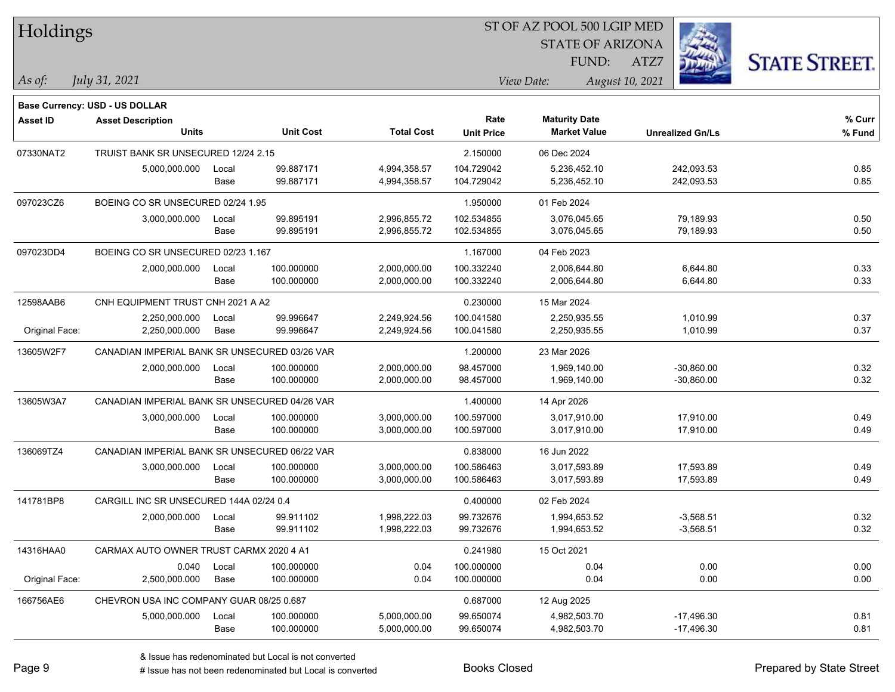# Holdings

ST OF AZ POOL 500 LGIP MED
STATE OF ARIZONA
FUND: ATZ7

*As of:* *July 31, 2021*

*View Date:* *August 10, 2021*

**Base Currency: USD - US DOLLAR**

| Asset ID | Asset Description / Units | | Unit Cost | Total Cost | Rate / Unit Price | Maturity Date / Market Value | Unrealized Gn/Ls | % Curr / % Fund |
|---|---|---|---|---|---|---|---|---|
| 07330NAT2 | TRUIST BANK SR UNSECURED 12/24 2.15 | | | | 2.150000 | 06 Dec 2024 | | |
| | 5,000,000.000 | Local | 99.887171 | 4,994,358.57 | 104.729042 | 5,236,452.10 | 242,093.53 | 0.85 |
| | | Base | 99.887171 | 4,994,358.57 | 104.729042 | 5,236,452.10 | 242,093.53 | 0.85 |
| 097023CZ6 | BOEING CO SR UNSECURED 02/24 1.95 | | | | 1.950000 | 01 Feb 2024 | | |
| | 3,000,000.000 | Local | 99.895191 | 2,996,855.72 | 102.534855 | 3,076,045.65 | 79,189.93 | 0.50 |
| | | Base | 99.895191 | 2,996,855.72 | 102.534855 | 3,076,045.65 | 79,189.93 | 0.50 |
| 097023DD4 | BOEING CO SR UNSECURED 02/23 1.167 | | | | 1.167000 | 04 Feb 2023 | | |
| | 2,000,000.000 | Local | 100.000000 | 2,000,000.00 | 100.332240 | 2,006,644.80 | 6,644.80 | 0.33 |
| | | Base | 100.000000 | 2,000,000.00 | 100.332240 | 2,006,644.80 | 6,644.80 | 0.33 |
| 12598AAB6 | CNH EQUIPMENT TRUST CNH 2021 A A2 | | | | 0.230000 | 15 Mar 2024 | | |
| | 2,250,000.000 | Local | 99.996647 | 2,249,924.56 | 100.041580 | 2,250,935.55 | 1,010.99 | 0.37 |
| Original Face: | 2,250,000.000 | Base | 99.996647 | 2,249,924.56 | 100.041580 | 2,250,935.55 | 1,010.99 | 0.37 |
| 13605W2F7 | CANADIAN IMPERIAL BANK SR UNSECURED 03/26 VAR | | | | 1.200000 | 23 Mar 2026 | | |
| | 2,000,000.000 | Local | 100.000000 | 2,000,000.00 | 98.457000 | 1,969,140.00 | -30,860.00 | 0.32 |
| | | Base | 100.000000 | 2,000,000.00 | 98.457000 | 1,969,140.00 | -30,860.00 | 0.32 |
| 13605W3A7 | CANADIAN IMPERIAL BANK SR UNSECURED 04/26 VAR | | | | 1.400000 | 14 Apr 2026 | | |
| | 3,000,000.000 | Local | 100.000000 | 3,000,000.00 | 100.597000 | 3,017,910.00 | 17,910.00 | 0.49 |
| | | Base | 100.000000 | 3,000,000.00 | 100.597000 | 3,017,910.00 | 17,910.00 | 0.49 |
| 136069TZ4 | CANADIAN IMPERIAL BANK SR UNSECURED 06/22 VAR | | | | 0.838000 | 16 Jun 2022 | | |
| | 3,000,000.000 | Local | 100.000000 | 3,000,000.00 | 100.586463 | 3,017,593.89 | 17,593.89 | 0.49 |
| | | Base | 100.000000 | 3,000,000.00 | 100.586463 | 3,017,593.89 | 17,593.89 | 0.49 |
| 141781BP8 | CARGILL INC SR UNSECURED 144A 02/24 0.4 | | | | 0.400000 | 02 Feb 2024 | | |
| | 2,000,000.000 | Local | 99.911102 | 1,998,222.03 | 99.732676 | 1,994,653.52 | -3,568.51 | 0.32 |
| | | Base | 99.911102 | 1,998,222.03 | 99.732676 | 1,994,653.52 | -3,568.51 | 0.32 |
| 14316HAA0 | CARMAX AUTO OWNER TRUST CARMX 2020 4 A1 | | | | 0.241980 | 15 Oct 2021 | | |
| | 0.040 | Local | 100.000000 | 0.04 | 100.000000 | 0.04 | 0.00 | 0.00 |
| Original Face: | 2,500,000.000 | Base | 100.000000 | 0.04 | 100.000000 | 0.04 | 0.00 | 0.00 |
| 166756AE6 | CHEVRON USA INC COMPANY GUAR 08/25 0.687 | | | | 0.687000 | 12 Aug 2025 | | |
| | 5,000,000.000 | Local | 100.000000 | 5,000,000.00 | 99.650074 | 4,982,503.70 | -17,496.30 | 0.81 |
| | | Base | 100.000000 | 5,000,000.00 | 99.650074 | 4,982,503.70 | -17,496.30 | 0.81 |

& Issue has redenominated but Local is not converted
# Issue has not been redenominated but Local is converted

Books Closed

Prepared by State Street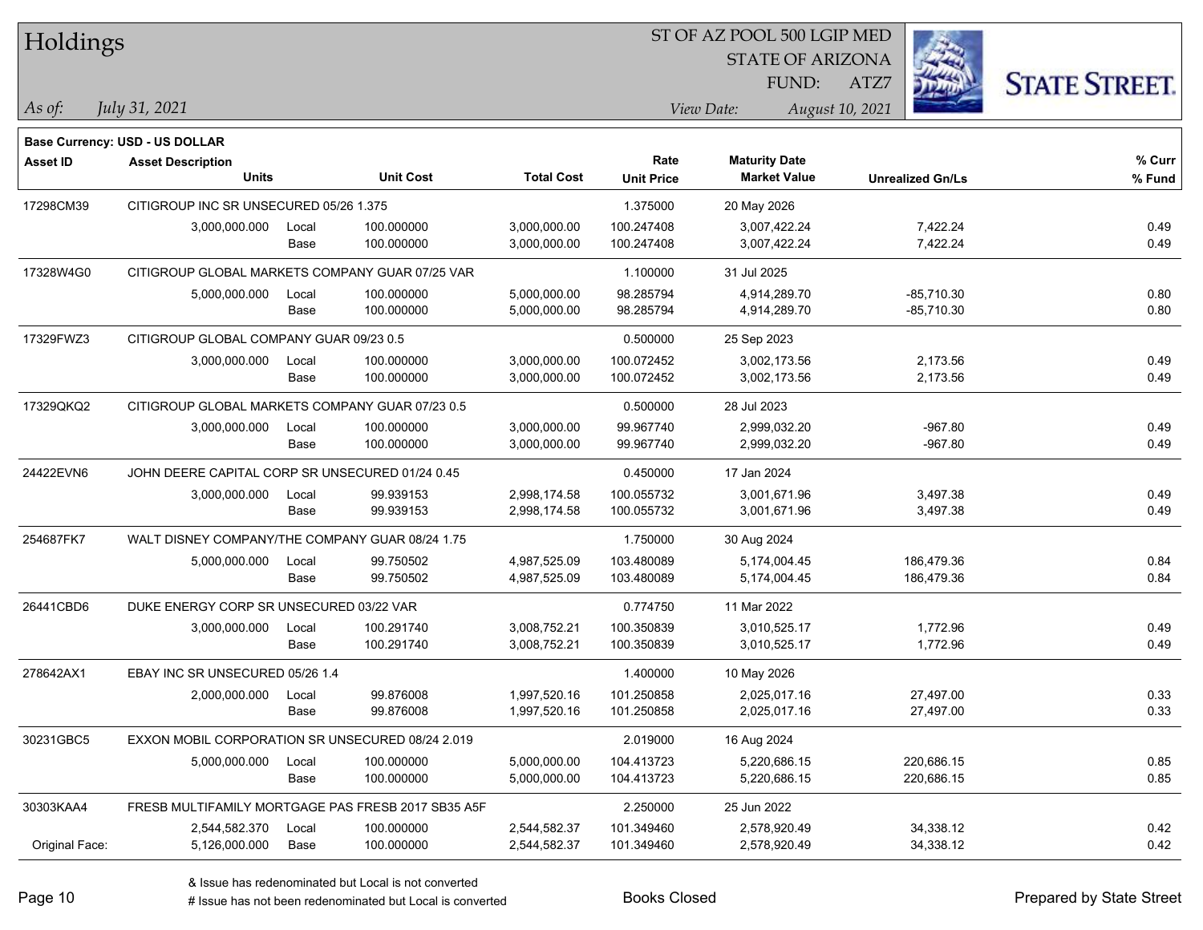# Holdings

ST OF AZ POOL 500 LGIP MED
STATE OF ARIZONA
FUND: ATZ7

*As of:* *July 31, 2021*
*View Date:* *August 10, 2021*

**Base Currency: USD - US DOLLAR**

| Asset ID | Asset Description / Units | | Unit Cost | Total Cost | Rate / Unit Price | Maturity Date / Market Value | Unrealized Gn/Ls | % Curr / % Fund |
|---|---|---|---|---|---|---|---|---|
| 17298CM39 | CITIGROUP INC SR UNSECURED 05/26 1.375 | | | | 1.375000 | 20 May 2026 | | |
| | 3,000,000.000 | Local | 100.000000 | 3,000,000.00 | 100.247408 | 3,007,422.24 | 7,422.24 | 0.49 |
| | | Base | 100.000000 | 3,000,000.00 | 100.247408 | 3,007,422.24 | 7,422.24 | 0.49 |
| 17328W4G0 | CITIGROUP GLOBAL MARKETS COMPANY GUAR 07/25 VAR | | | | 1.100000 | 31 Jul 2025 | | |
| | 5,000,000.000 | Local | 100.000000 | 5,000,000.00 | 98.285794 | 4,914,289.70 | -85,710.30 | 0.80 |
| | | Base | 100.000000 | 5,000,000.00 | 98.285794 | 4,914,289.70 | -85,710.30 | 0.80 |
| 17329FWZ3 | CITIGROUP GLOBAL COMPANY GUAR 09/23 0.5 | | | | 0.500000 | 25 Sep 2023 | | |
| | 3,000,000.000 | Local | 100.000000 | 3,000,000.00 | 100.072452 | 3,002,173.56 | 2,173.56 | 0.49 |
| | | Base | 100.000000 | 3,000,000.00 | 100.072452 | 3,002,173.56 | 2,173.56 | 0.49 |
| 17329QKQ2 | CITIGROUP GLOBAL MARKETS COMPANY GUAR 07/23 0.5 | | | | 0.500000 | 28 Jul 2023 | | |
| | 3,000,000.000 | Local | 100.000000 | 3,000,000.00 | 99.967740 | 2,999,032.20 | -967.80 | 0.49 |
| | | Base | 100.000000 | 3,000,000.00 | 99.967740 | 2,999,032.20 | -967.80 | 0.49 |
| 24422EVN6 | JOHN DEERE CAPITAL CORP SR UNSECURED 01/24 0.45 | | | | 0.450000 | 17 Jan 2024 | | |
| | 3,000,000.000 | Local | 99.939153 | 2,998,174.58 | 100.055732 | 3,001,671.96 | 3,497.38 | 0.49 |
| | | Base | 99.939153 | 2,998,174.58 | 100.055732 | 3,001,671.96 | 3,497.38 | 0.49 |
| 254687FK7 | WALT DISNEY COMPANY/THE COMPANY GUAR 08/24 1.75 | | | | 1.750000 | 30 Aug 2024 | | |
| | 5,000,000.000 | Local | 99.750502 | 4,987,525.09 | 103.480089 | 5,174,004.45 | 186,479.36 | 0.84 |
| | | Base | 99.750502 | 4,987,525.09 | 103.480089 | 5,174,004.45 | 186,479.36 | 0.84 |
| 26441CBD6 | DUKE ENERGY CORP SR UNSECURED 03/22 VAR | | | | 0.774750 | 11 Mar 2022 | | |
| | 3,000,000.000 | Local | 100.291740 | 3,008,752.21 | 100.350839 | 3,010,525.17 | 1,772.96 | 0.49 |
| | | Base | 100.291740 | 3,008,752.21 | 100.350839 | 3,010,525.17 | 1,772.96 | 0.49 |
| 278642AX1 | EBAY INC SR UNSECURED 05/26 1.4 | | | | 1.400000 | 10 May 2026 | | |
| | 2,000,000.000 | Local | 99.876008 | 1,997,520.16 | 101.250858 | 2,025,017.16 | 27,497.00 | 0.33 |
| | | Base | 99.876008 | 1,997,520.16 | 101.250858 | 2,025,017.16 | 27,497.00 | 0.33 |
| 30231GBC5 | EXXON MOBIL CORPORATION SR UNSECURED 08/24 2.019 | | | | 2.019000 | 16 Aug 2024 | | |
| | 5,000,000.000 | Local | 100.000000 | 5,000,000.00 | 104.413723 | 5,220,686.15 | 220,686.15 | 0.85 |
| | | Base | 100.000000 | 5,000,000.00 | 104.413723 | 5,220,686.15 | 220,686.15 | 0.85 |
| 30303KAA4 | FRESB MULTIFAMILY MORTGAGE PAS FRESB 2017 SB35 A5F | | | | 2.250000 | 25 Jun 2022 | | |
| | 2,544,582.370 | Local | 100.000000 | 2,544,582.37 | 101.349460 | 2,578,920.49 | 34,338.12 | 0.42 |
| Original Face: | 5,126,000.000 | Base | 100.000000 | 2,544,582.37 | 101.349460 | 2,578,920.49 | 34,338.12 | 0.42 |

& Issue has redenominated but Local is not converted
# Issue has not been redenominated but Local is converted

Books Closed

Prepared by State Street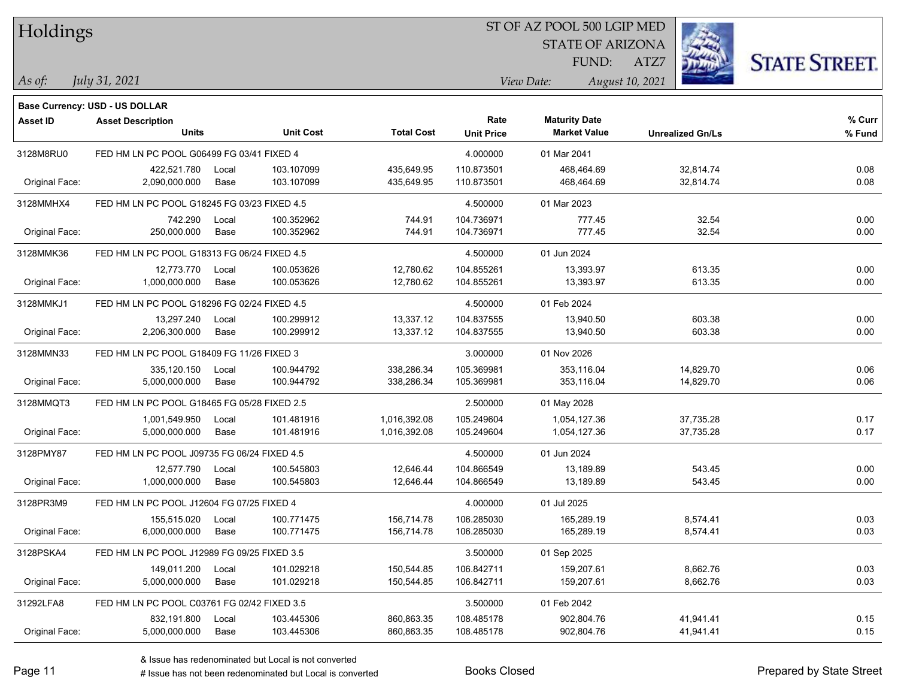# Holdings

ST OF AZ POOL 500 LGIP MED
STATE OF ARIZONA
FUND: ATZ7

*As of:* *July 31, 2021*

*View Date:* *August 10, 2021*

**Base Currency: USD - US DOLLAR**

| Asset ID | Asset Description / Units | | Unit Cost | Total Cost | Rate / Unit Price | Maturity Date / Market Value | Unrealized Gn/Ls | % Curr / % Fund |
|---|---|---|---|---|---|---|---|---|
| 3128M8RU0 | FED HM LN PC POOL G06499 FG 03/41 FIXED 4 | | | | 4.000000 | 01 Mar 2041 | | |
| | 422,521.780 | Local | 103.107099 | 435,649.95 | 110.873501 | 468,464.69 | 32,814.74 | 0.08 |
| Original Face: | 2,090,000.000 | Base | 103.107099 | 435,649.95 | 110.873501 | 468,464.69 | 32,814.74 | 0.08 |
| 3128MMHX4 | FED HM LN PC POOL G18245 FG 03/23 FIXED 4.5 | | | | 4.500000 | 01 Mar 2023 | | |
| | 742.290 | Local | 100.352962 | 744.91 | 104.736971 | 777.45 | 32.54 | 0.00 |
| Original Face: | 250,000.000 | Base | 100.352962 | 744.91 | 104.736971 | 777.45 | 32.54 | 0.00 |
| 3128MMK36 | FED HM LN PC POOL G18313 FG 06/24 FIXED 4.5 | | | | 4.500000 | 01 Jun 2024 | | |
| | 12,773.770 | Local | 100.053626 | 12,780.62 | 104.855261 | 13,393.97 | 613.35 | 0.00 |
| Original Face: | 1,000,000.000 | Base | 100.053626 | 12,780.62 | 104.855261 | 13,393.97 | 613.35 | 0.00 |
| 3128MMKJ1 | FED HM LN PC POOL G18296 FG 02/24 FIXED 4.5 | | | | 4.500000 | 01 Feb 2024 | | |
| | 13,297.240 | Local | 100.299912 | 13,337.12 | 104.837555 | 13,940.50 | 603.38 | 0.00 |
| Original Face: | 2,206,300.000 | Base | 100.299912 | 13,337.12 | 104.837555 | 13,940.50 | 603.38 | 0.00 |
| 3128MMN33 | FED HM LN PC POOL G18409 FG 11/26 FIXED 3 | | | | 3.000000 | 01 Nov 2026 | | |
| | 335,120.150 | Local | 100.944792 | 338,286.34 | 105.369981 | 353,116.04 | 14,829.70 | 0.06 |
| Original Face: | 5,000,000.000 | Base | 100.944792 | 338,286.34 | 105.369981 | 353,116.04 | 14,829.70 | 0.06 |
| 3128MMQT3 | FED HM LN PC POOL G18465 FG 05/28 FIXED 2.5 | | | | 2.500000 | 01 May 2028 | | |
| | 1,001,549.950 | Local | 101.481916 | 1,016,392.08 | 105.249604 | 1,054,127.36 | 37,735.28 | 0.17 |
| Original Face: | 5,000,000.000 | Base | 101.481916 | 1,016,392.08 | 105.249604 | 1,054,127.36 | 37,735.28 | 0.17 |
| 3128PMY87 | FED HM LN PC POOL J09735 FG 06/24 FIXED 4.5 | | | | 4.500000 | 01 Jun 2024 | | |
| | 12,577.790 | Local | 100.545803 | 12,646.44 | 104.866549 | 13,189.89 | 543.45 | 0.00 |
| Original Face: | 1,000,000.000 | Base | 100.545803 | 12,646.44 | 104.866549 | 13,189.89 | 543.45 | 0.00 |
| 3128PR3M9 | FED HM LN PC POOL J12604 FG 07/25 FIXED 4 | | | | 4.000000 | 01 Jul 2025 | | |
| | 155,515.020 | Local | 100.771475 | 156,714.78 | 106.285030 | 165,289.19 | 8,574.41 | 0.03 |
| Original Face: | 6,000,000.000 | Base | 100.771475 | 156,714.78 | 106.285030 | 165,289.19 | 8,574.41 | 0.03 |
| 3128PSKA4 | FED HM LN PC POOL J12989 FG 09/25 FIXED 3.5 | | | | 3.500000 | 01 Sep 2025 | | |
| | 149,011.200 | Local | 101.029218 | 150,544.85 | 106.842711 | 159,207.61 | 8,662.76 | 0.03 |
| Original Face: | 5,000,000.000 | Base | 101.029218 | 150,544.85 | 106.842711 | 159,207.61 | 8,662.76 | 0.03 |
| 31292LFA8 | FED HM LN PC POOL C03761 FG 02/42 FIXED 3.5 | | | | 3.500000 | 01 Feb 2042 | | |
| | 832,191.800 | Local | 103.445306 | 860,863.35 | 108.485178 | 902,804.76 | 41,941.41 | 0.15 |
| Original Face: | 5,000,000.000 | Base | 103.445306 | 860,863.35 | 108.485178 | 902,804.76 | 41,941.41 | 0.15 |

& Issue has redenominated but Local is not converted
# Issue has not been redenominated but Local is converted

Books Closed

Prepared by State Street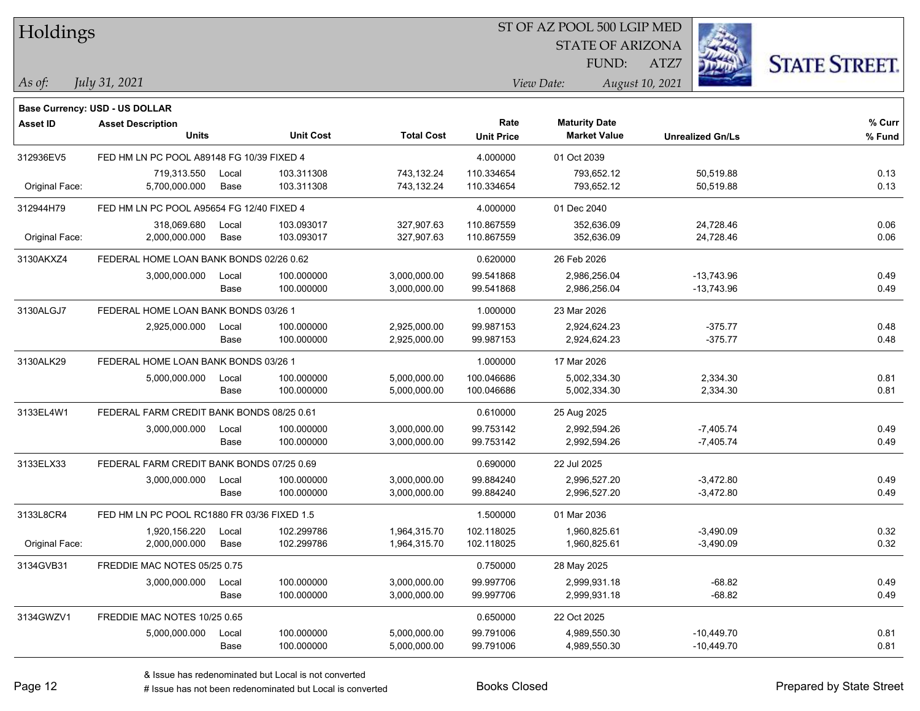# Holdings

ST OF AZ POOL 500 LGIP MED
STATE OF ARIZONA
FUND: ATZ7

*As of:* *July 31, 2021*

*View Date:* *August 10, 2021*

**Base Currency: USD - US DOLLAR**

| Asset ID | Asset Description / Units | | Unit Cost | Total Cost | Rate / Unit Price | Maturity Date / Market Value | Unrealized Gn/Ls | % Curr / % Fund |
|---|---|---|---|---|---|---|---|---|
| 312936EV5 | FED HM LN PC POOL A89148 FG 10/39 FIXED 4 | | | | 4.000000 | 01 Oct 2039 | | |
| | 719,313.550 | Local | 103.311308 | 743,132.24 | 110.334654 | 793,652.12 | 50,519.88 | 0.13 |
| Original Face: | 5,700,000.000 | Base | 103.311308 | 743,132.24 | 110.334654 | 793,652.12 | 50,519.88 | 0.13 |
| 312944H79 | FED HM LN PC POOL A95654 FG 12/40 FIXED 4 | | | | 4.000000 | 01 Dec 2040 | | |
| | 318,069.680 | Local | 103.093017 | 327,907.63 | 110.867559 | 352,636.09 | 24,728.46 | 0.06 |
| Original Face: | 2,000,000.000 | Base | 103.093017 | 327,907.63 | 110.867559 | 352,636.09 | 24,728.46 | 0.06 |
| 3130AKXZ4 | FEDERAL HOME LOAN BANK BONDS 02/26 0.62 | | | | 0.620000 | 26 Feb 2026 | | |
| | 3,000,000.000 | Local | 100.000000 | 3,000,000.00 | 99.541868 | 2,986,256.04 | -13,743.96 | 0.49 |
| | | Base | 100.000000 | 3,000,000.00 | 99.541868 | 2,986,256.04 | -13,743.96 | 0.49 |
| 3130ALGJ7 | FEDERAL HOME LOAN BANK BONDS 03/26 1 | | | | 1.000000 | 23 Mar 2026 | | |
| | 2,925,000.000 | Local | 100.000000 | 2,925,000.00 | 99.987153 | 2,924,624.23 | -375.77 | 0.48 |
| | | Base | 100.000000 | 2,925,000.00 | 99.987153 | 2,924,624.23 | -375.77 | 0.48 |
| 3130ALK29 | FEDERAL HOME LOAN BANK BONDS 03/26 1 | | | | 1.000000 | 17 Mar 2026 | | |
| | 5,000,000.000 | Local | 100.000000 | 5,000,000.00 | 100.046686 | 5,002,334.30 | 2,334.30 | 0.81 |
| | | Base | 100.000000 | 5,000,000.00 | 100.046686 | 5,002,334.30 | 2,334.30 | 0.81 |
| 3133EL4W1 | FEDERAL FARM CREDIT BANK BONDS 08/25 0.61 | | | | 0.610000 | 25 Aug 2025 | | |
| | 3,000,000.000 | Local | 100.000000 | 3,000,000.00 | 99.753142 | 2,992,594.26 | -7,405.74 | 0.49 |
| | | Base | 100.000000 | 3,000,000.00 | 99.753142 | 2,992,594.26 | -7,405.74 | 0.49 |
| 3133ELX33 | FEDERAL FARM CREDIT BANK BONDS 07/25 0.69 | | | | 0.690000 | 22 Jul 2025 | | |
| | 3,000,000.000 | Local | 100.000000 | 3,000,000.00 | 99.884240 | 2,996,527.20 | -3,472.80 | 0.49 |
| | | Base | 100.000000 | 3,000,000.00 | 99.884240 | 2,996,527.20 | -3,472.80 | 0.49 |
| 3133L8CR4 | FED HM LN PC POOL RC1880 FR 03/36 FIXED 1.5 | | | | 1.500000 | 01 Mar 2036 | | |
| | 1,920,156.220 | Local | 102.299786 | 1,964,315.70 | 102.118025 | 1,960,825.61 | -3,490.09 | 0.32 |
| Original Face: | 2,000,000.000 | Base | 102.299786 | 1,964,315.70 | 102.118025 | 1,960,825.61 | -3,490.09 | 0.32 |
| 3134GVB31 | FREDDIE MAC NOTES 05/25 0.75 | | | | 0.750000 | 28 May 2025 | | |
| | 3,000,000.000 | Local | 100.000000 | 3,000,000.00 | 99.997706 | 2,999,931.18 | -68.82 | 0.49 |
| | | Base | 100.000000 | 3,000,000.00 | 99.997706 | 2,999,931.18 | -68.82 | 0.49 |
| 3134GWZV1 | FREDDIE MAC NOTES 10/25 0.65 | | | | 0.650000 | 22 Oct 2025 | | |
| | 5,000,000.000 | Local | 100.000000 | 5,000,000.00 | 99.791006 | 4,989,550.30 | -10,449.70 | 0.81 |
| | | Base | 100.000000 | 5,000,000.00 | 99.791006 | 4,989,550.30 | -10,449.70 | 0.81 |

& Issue has redenominated but Local is not converted
# Issue has not been redenominated but Local is converted

Books Closed

Prepared by State Street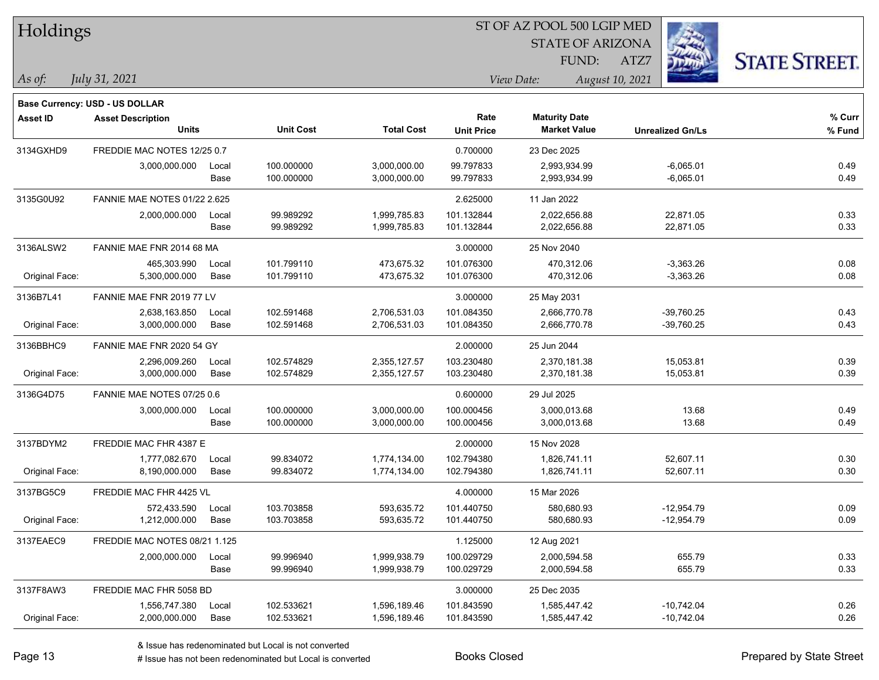# Holdings

ST OF AZ POOL 500 LGIP MED
STATE OF ARIZONA
FUND: ATZ7

*As of: July 31, 2021*

*View Date: August 10, 2021*

**Base Currency: USD - US DOLLAR**

| Asset ID | Asset Description / Units | | Unit Cost | Total Cost | Rate / Unit Price | Maturity Date / Market Value | Unrealized Gn/Ls | % Curr / % Fund |
|---|---|---|---|---|---|---|---|---|
| 3134GXHD9 | FREDDIE MAC NOTES 12/25 0.7 | | | | 0.700000 | 23 Dec 2025 | | |
| | 3,000,000.000 | Local | 100.000000 | 3,000,000.00 | 99.797833 | 2,993,934.99 | -6,065.01 | 0.49 |
| | | Base | 100.000000 | 3,000,000.00 | 99.797833 | 2,993,934.99 | -6,065.01 | 0.49 |
| 3135G0U92 | FANNIE MAE NOTES 01/22 2.625 | | | | 2.625000 | 11 Jan 2022 | | |
| | 2,000,000.000 | Local | 99.989292 | 1,999,785.83 | 101.132844 | 2,022,656.88 | 22,871.05 | 0.33 |
| | | Base | 99.989292 | 1,999,785.83 | 101.132844 | 2,022,656.88 | 22,871.05 | 0.33 |
| 3136ALSW2 | FANNIE MAE FNR 2014 68 MA | | | | 3.000000 | 25 Nov 2040 | | |
| | 465,303.990 | Local | 101.799110 | 473,675.32 | 101.076300 | 470,312.06 | -3,363.26 | 0.08 |
| Original Face: | 5,300,000.000 | Base | 101.799110 | 473,675.32 | 101.076300 | 470,312.06 | -3,363.26 | 0.08 |
| 3136B7L41 | FANNIE MAE FNR 2019 77 LV | | | | 3.000000 | 25 May 2031 | | |
| | 2,638,163.850 | Local | 102.591468 | 2,706,531.03 | 101.084350 | 2,666,770.78 | -39,760.25 | 0.43 |
| Original Face: | 3,000,000.000 | Base | 102.591468 | 2,706,531.03 | 101.084350 | 2,666,770.78 | -39,760.25 | 0.43 |
| 3136BBHC9 | FANNIE MAE FNR 2020 54 GY | | | | 2.000000 | 25 Jun 2044 | | |
| | 2,296,009.260 | Local | 102.574829 | 2,355,127.57 | 103.230480 | 2,370,181.38 | 15,053.81 | 0.39 |
| Original Face: | 3,000,000.000 | Base | 102.574829 | 2,355,127.57 | 103.230480 | 2,370,181.38 | 15,053.81 | 0.39 |
| 3136G4D75 | FANNIE MAE NOTES 07/25 0.6 | | | | 0.600000 | 29 Jul 2025 | | |
| | 3,000,000.000 | Local | 100.000000 | 3,000,000.00 | 100.000456 | 3,000,013.68 | 13.68 | 0.49 |
| | | Base | 100.000000 | 3,000,000.00 | 100.000456 | 3,000,013.68 | 13.68 | 0.49 |
| 3137BDYM2 | FREDDIE MAC FHR 4387 E | | | | 2.000000 | 15 Nov 2028 | | |
| | 1,777,082.670 | Local | 99.834072 | 1,774,134.00 | 102.794380 | 1,826,741.11 | 52,607.11 | 0.30 |
| Original Face: | 8,190,000.000 | Base | 99.834072 | 1,774,134.00 | 102.794380 | 1,826,741.11 | 52,607.11 | 0.30 |
| 3137BG5C9 | FREDDIE MAC FHR 4425 VL | | | | 4.000000 | 15 Mar 2026 | | |
| | 572,433.590 | Local | 103.703858 | 593,635.72 | 101.440750 | 580,680.93 | -12,954.79 | 0.09 |
| Original Face: | 1,212,000.000 | Base | 103.703858 | 593,635.72 | 101.440750 | 580,680.93 | -12,954.79 | 0.09 |
| 3137EAEC9 | FREDDIE MAC NOTES 08/21 1.125 | | | | 1.125000 | 12 Aug 2021 | | |
| | 2,000,000.000 | Local | 99.996940 | 1,999,938.79 | 100.029729 | 2,000,594.58 | 655.79 | 0.33 |
| | | Base | 99.996940 | 1,999,938.79 | 100.029729 | 2,000,594.58 | 655.79 | 0.33 |
| 3137F8AW3 | FREDDIE MAC FHR 5058 BD | | | | 3.000000 | 25 Dec 2035 | | |
| | 1,556,747.380 | Local | 102.533621 | 1,596,189.46 | 101.843590 | 1,585,447.42 | -10,742.04 | 0.26 |
| Original Face: | 2,000,000.000 | Base | 102.533621 | 1,596,189.46 | 101.843590 | 1,585,447.42 | -10,742.04 | 0.26 |

& Issue has redenominated but Local is not converted
# Issue has not been redenominated but Local is converted

Books Closed

Prepared by State Street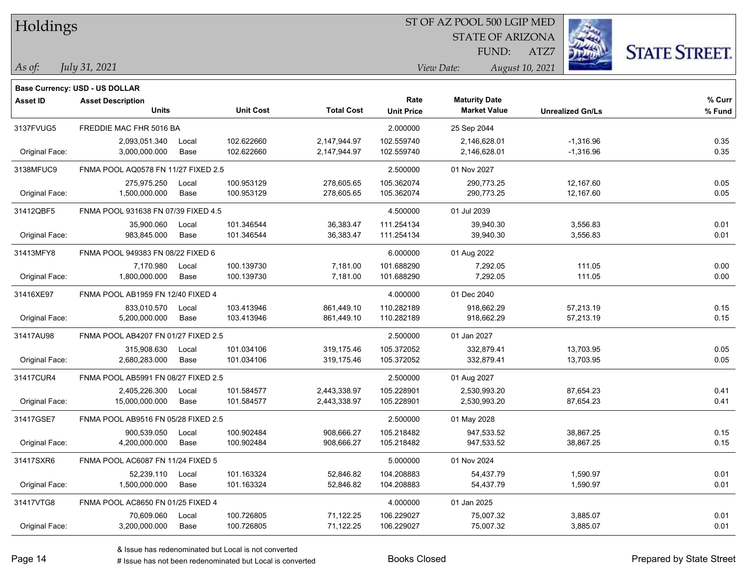# Holdings

ST OF AZ POOL 500 LGIP MED
STATE OF ARIZONA
FUND: ATZ7

*As of:* *July 31, 2021*
*View Date:* *August 10, 2021*

**Base Currency: USD - US DOLLAR**

| Asset ID | Asset Description / Units | | Unit Cost | Total Cost | Rate / Unit Price | Maturity Date / Market Value | Unrealized Gn/Ls | % Curr / % Fund |
|---|---|---|---|---|---|---|---|---|
| 3137FVUG5 | FREDDIE MAC FHR 5016 BA | | | | 2.000000 | 25 Sep 2044 | | |
| | 2,093,051.340 | Local | 102.622660 | 2,147,944.97 | 102.559740 | 2,146,628.01 | -1,316.96 | 0.35 |
| Original Face: | 3,000,000.000 | Base | 102.622660 | 2,147,944.97 | 102.559740 | 2,146,628.01 | -1,316.96 | 0.35 |
| 3138MFUC9 | FNMA POOL AQ0578 FN 11/27 FIXED 2.5 | | | | 2.500000 | 01 Nov 2027 | | |
| | 275,975.250 | Local | 100.953129 | 278,605.65 | 105.362074 | 290,773.25 | 12,167.60 | 0.05 |
| Original Face: | 1,500,000.000 | Base | 100.953129 | 278,605.65 | 105.362074 | 290,773.25 | 12,167.60 | 0.05 |
| 31412QBF5 | FNMA POOL 931638 FN 07/39 FIXED 4.5 | | | | 4.500000 | 01 Jul 2039 | | |
| | 35,900.060 | Local | 101.346544 | 36,383.47 | 111.254134 | 39,940.30 | 3,556.83 | 0.01 |
| Original Face: | 983,845.000 | Base | 101.346544 | 36,383.47 | 111.254134 | 39,940.30 | 3,556.83 | 0.01 |
| 31413MFY8 | FNMA POOL 949383 FN 08/22 FIXED 6 | | | | 6.000000 | 01 Aug 2022 | | |
| | 7,170.980 | Local | 100.139730 | 7,181.00 | 101.688290 | 7,292.05 | 111.05 | 0.00 |
| Original Face: | 1,800,000.000 | Base | 100.139730 | 7,181.00 | 101.688290 | 7,292.05 | 111.05 | 0.00 |
| 31416XE97 | FNMA POOL AB1959 FN 12/40 FIXED 4 | | | | 4.000000 | 01 Dec 2040 | | |
| | 833,010.570 | Local | 103.413946 | 861,449.10 | 110.282189 | 918,662.29 | 57,213.19 | 0.15 |
| Original Face: | 5,200,000.000 | Base | 103.413946 | 861,449.10 | 110.282189 | 918,662.29 | 57,213.19 | 0.15 |
| 31417AU98 | FNMA POOL AB4207 FN 01/27 FIXED 2.5 | | | | 2.500000 | 01 Jan 2027 | | |
| | 315,908.630 | Local | 101.034106 | 319,175.46 | 105.372052 | 332,879.41 | 13,703.95 | 0.05 |
| Original Face: | 2,680,283.000 | Base | 101.034106 | 319,175.46 | 105.372052 | 332,879.41 | 13,703.95 | 0.05 |
| 31417CUR4 | FNMA POOL AB5991 FN 08/27 FIXED 2.5 | | | | 2.500000 | 01 Aug 2027 | | |
| | 2,405,226.300 | Local | 101.584577 | 2,443,338.97 | 105.228901 | 2,530,993.20 | 87,654.23 | 0.41 |
| Original Face: | 15,000,000.000 | Base | 101.584577 | 2,443,338.97 | 105.228901 | 2,530,993.20 | 87,654.23 | 0.41 |
| 31417GSE7 | FNMA POOL AB9516 FN 05/28 FIXED 2.5 | | | | 2.500000 | 01 May 2028 | | |
| | 900,539.050 | Local | 100.902484 | 908,666.27 | 105.218482 | 947,533.52 | 38,867.25 | 0.15 |
| Original Face: | 4,200,000.000 | Base | 100.902484 | 908,666.27 | 105.218482 | 947,533.52 | 38,867.25 | 0.15 |
| 31417SXR6 | FNMA POOL AC6087 FN 11/24 FIXED 5 | | | | 5.000000 | 01 Nov 2024 | | |
| | 52,239.110 | Local | 101.163324 | 52,846.82 | 104.208883 | 54,437.79 | 1,590.97 | 0.01 |
| Original Face: | 1,500,000.000 | Base | 101.163324 | 52,846.82 | 104.208883 | 54,437.79 | 1,590.97 | 0.01 |
| 31417VTG8 | FNMA POOL AC8650 FN 01/25 FIXED 4 | | | | 4.000000 | 01 Jan 2025 | | |
| | 70,609.060 | Local | 100.726805 | 71,122.25 | 106.229027 | 75,007.32 | 3,885.07 | 0.01 |
| Original Face: | 3,200,000.000 | Base | 100.726805 | 71,122.25 | 106.229027 | 75,007.32 | 3,885.07 | 0.01 |

& Issue has redenominated but Local is not converted
# Issue has not been redenominated but Local is converted

Books Closed

Prepared by State Street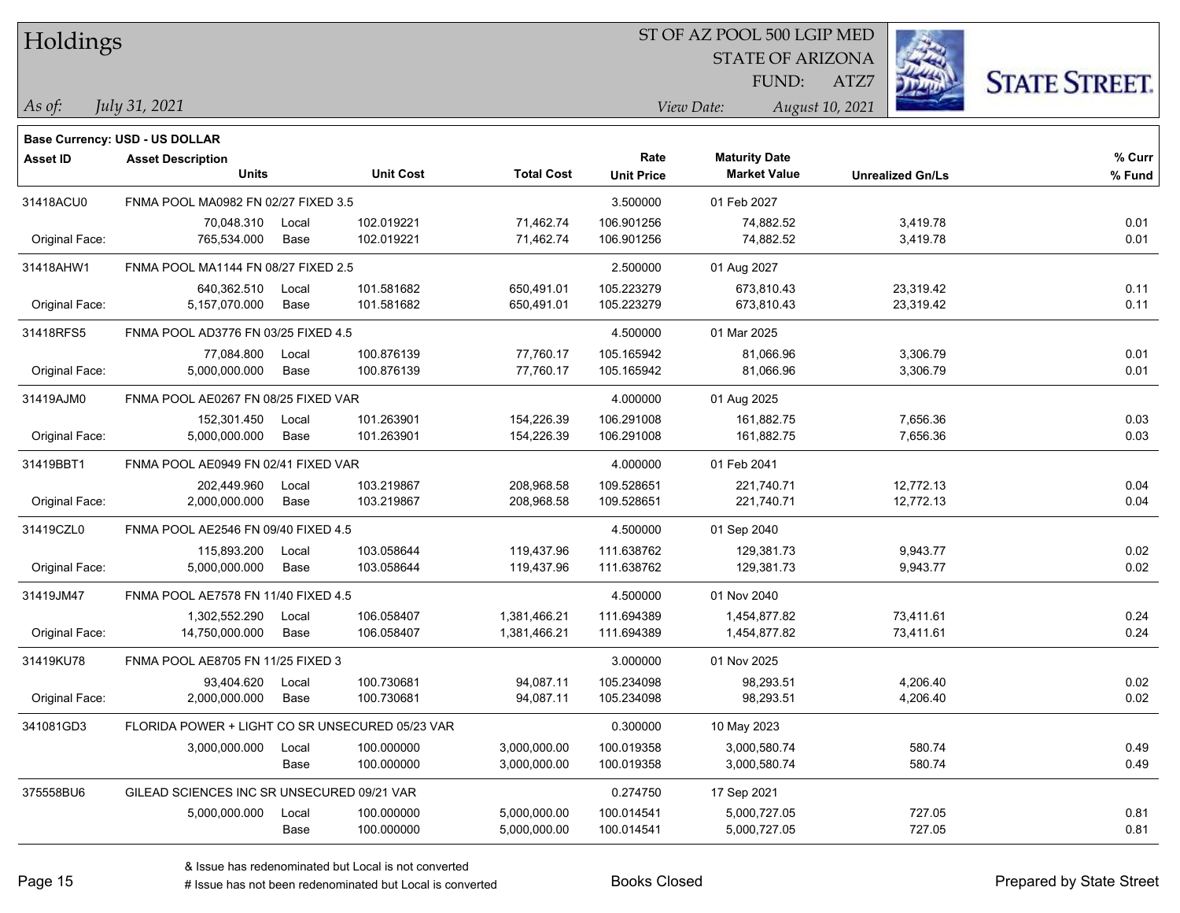# Holdings

ST OF AZ POOL 500 LGIP MED
STATE OF ARIZONA
FUND: ATZ7

*As of:* *July 31, 2021*

*View Date:* *August 10, 2021*

**Base Currency: USD - US DOLLAR**

| Asset ID | Asset Description / Units | | Unit Cost | Total Cost | Rate / Unit Price | Maturity Date / Market Value | Unrealized Gn/Ls | % Curr / % Fund |
|---|---|---|---|---|---|---|---|---|
| 31418ACU0 | FNMA POOL MA0982 FN 02/27 FIXED 3.5 | | | | 3.500000 | 01 Feb 2027 | | |
| | 70,048.310 | Local | 102.019221 | 71,462.74 | 106.901256 | 74,882.52 | 3,419.78 | 0.01 |
| Original Face: | 765,534.000 | Base | 102.019221 | 71,462.74 | 106.901256 | 74,882.52 | 3,419.78 | 0.01 |
| 31418AHW1 | FNMA POOL MA1144 FN 08/27 FIXED 2.5 | | | | 2.500000 | 01 Aug 2027 | | |
| | 640,362.510 | Local | 101.581682 | 650,491.01 | 105.223279 | 673,810.43 | 23,319.42 | 0.11 |
| Original Face: | 5,157,070.000 | Base | 101.581682 | 650,491.01 | 105.223279 | 673,810.43 | 23,319.42 | 0.11 |
| 31418RFS5 | FNMA POOL AD3776 FN 03/25 FIXED 4.5 | | | | 4.500000 | 01 Mar 2025 | | |
| | 77,084.800 | Local | 100.876139 | 77,760.17 | 105.165942 | 81,066.96 | 3,306.79 | 0.01 |
| Original Face: | 5,000,000.000 | Base | 100.876139 | 77,760.17 | 105.165942 | 81,066.96 | 3,306.79 | 0.01 |
| 31419AJM0 | FNMA POOL AE0267 FN 08/25 FIXED VAR | | | | 4.000000 | 01 Aug 2025 | | |
| | 152,301.450 | Local | 101.263901 | 154,226.39 | 106.291008 | 161,882.75 | 7,656.36 | 0.03 |
| Original Face: | 5,000,000.000 | Base | 101.263901 | 154,226.39 | 106.291008 | 161,882.75 | 7,656.36 | 0.03 |
| 31419BBT1 | FNMA POOL AE0949 FN 02/41 FIXED VAR | | | | 4.000000 | 01 Feb 2041 | | |
| | 202,449.960 | Local | 103.219867 | 208,968.58 | 109.528651 | 221,740.71 | 12,772.13 | 0.04 |
| Original Face: | 2,000,000.000 | Base | 103.219867 | 208,968.58 | 109.528651 | 221,740.71 | 12,772.13 | 0.04 |
| 31419CZL0 | FNMA POOL AE2546 FN 09/40 FIXED 4.5 | | | | 4.500000 | 01 Sep 2040 | | |
| | 115,893.200 | Local | 103.058644 | 119,437.96 | 111.638762 | 129,381.73 | 9,943.77 | 0.02 |
| Original Face: | 5,000,000.000 | Base | 103.058644 | 119,437.96 | 111.638762 | 129,381.73 | 9,943.77 | 0.02 |
| 31419JM47 | FNMA POOL AE7578 FN 11/40 FIXED 4.5 | | | | 4.500000 | 01 Nov 2040 | | |
| | 1,302,552.290 | Local | 106.058407 | 1,381,466.21 | 111.694389 | 1,454,877.82 | 73,411.61 | 0.24 |
| Original Face: | 14,750,000.000 | Base | 106.058407 | 1,381,466.21 | 111.694389 | 1,454,877.82 | 73,411.61 | 0.24 |
| 31419KU78 | FNMA POOL AE8705 FN 11/25 FIXED 3 | | | | 3.000000 | 01 Nov 2025 | | |
| | 93,404.620 | Local | 100.730681 | 94,087.11 | 105.234098 | 98,293.51 | 4,206.40 | 0.02 |
| Original Face: | 2,000,000.000 | Base | 100.730681 | 94,087.11 | 105.234098 | 98,293.51 | 4,206.40 | 0.02 |
| 341081GD3 | FLORIDA POWER + LIGHT CO SR UNSECURED 05/23 VAR | | | | 0.300000 | 10 May 2023 | | |
| | 3,000,000.000 | Local | 100.000000 | 3,000,000.00 | 100.019358 | 3,000,580.74 | 580.74 | 0.49 |
| | | Base | 100.000000 | 3,000,000.00 | 100.019358 | 3,000,580.74 | 580.74 | 0.49 |
| 375558BU6 | GILEAD SCIENCES INC SR UNSECURED 09/21 VAR | | | | 0.274750 | 17 Sep 2021 | | |
| | 5,000,000.000 | Local | 100.000000 | 5,000,000.00 | 100.014541 | 5,000,727.05 | 727.05 | 0.81 |
| | | Base | 100.000000 | 5,000,000.00 | 100.014541 | 5,000,727.05 | 727.05 | 0.81 |

& Issue has redenominated but Local is not converted
# Issue has not been redenominated but Local is converted

Books Closed

Prepared by State Street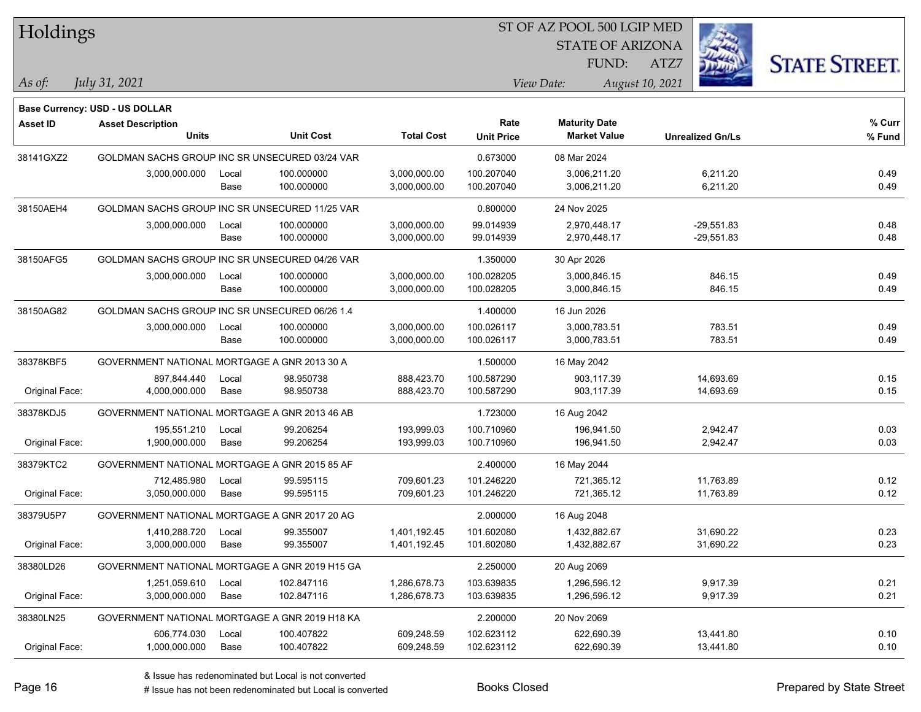# Holdings

ST OF AZ POOL 500 LGIP MED
STATE OF ARIZONA
FUND: ATZ7

*As of:* *July 31, 2021*

*View Date:* *August 10, 2021*

**Base Currency: USD - US DOLLAR**

| Asset ID | Asset Description / Units | | Unit Cost | Total Cost | Rate / Unit Price | Maturity Date / Market Value | Unrealized Gn/Ls | % Curr / % Fund |
|---|---|---|---|---|---|---|---|---|
| 38141GXZ2 | GOLDMAN SACHS GROUP INC SR UNSECURED 03/24 VAR | | | | 0.673000 | 08 Mar 2024 | | |
| | 3,000,000.000 | Local | 100.000000 | 3,000,000.00 | 100.207040 | 3,006,211.20 | 6,211.20 | 0.49 |
| | | Base | 100.000000 | 3,000,000.00 | 100.207040 | 3,006,211.20 | 6,211.20 | 0.49 |
| 38150AEH4 | GOLDMAN SACHS GROUP INC SR UNSECURED 11/25 VAR | | | | 0.800000 | 24 Nov 2025 | | |
| | 3,000,000.000 | Local | 100.000000 | 3,000,000.00 | 99.014939 | 2,970,448.17 | -29,551.83 | 0.48 |
| | | Base | 100.000000 | 3,000,000.00 | 99.014939 | 2,970,448.17 | -29,551.83 | 0.48 |
| 38150AFG5 | GOLDMAN SACHS GROUP INC SR UNSECURED 04/26 VAR | | | | 1.350000 | 30 Apr 2026 | | |
| | 3,000,000.000 | Local | 100.000000 | 3,000,000.00 | 100.028205 | 3,000,846.15 | 846.15 | 0.49 |
| | | Base | 100.000000 | 3,000,000.00 | 100.028205 | 3,000,846.15 | 846.15 | 0.49 |
| 38150AG82 | GOLDMAN SACHS GROUP INC SR UNSECURED 06/26 1.4 | | | | 1.400000 | 16 Jun 2026 | | |
| | 3,000,000.000 | Local | 100.000000 | 3,000,000.00 | 100.026117 | 3,000,783.51 | 783.51 | 0.49 |
| | | Base | 100.000000 | 3,000,000.00 | 100.026117 | 3,000,783.51 | 783.51 | 0.49 |
| 38378KBF5 | GOVERNMENT NATIONAL MORTGAGE A GNR 2013 30 A | | | | 1.500000 | 16 May 2042 | | |
| | 897,844.440 | Local | 98.950738 | 888,423.70 | 100.587290 | 903,117.39 | 14,693.69 | 0.15 |
| Original Face: | 4,000,000.000 | Base | 98.950738 | 888,423.70 | 100.587290 | 903,117.39 | 14,693.69 | 0.15 |
| 38378KDJ5 | GOVERNMENT NATIONAL MORTGAGE A GNR 2013 46 AB | | | | 1.723000 | 16 Aug 2042 | | |
| | 195,551.210 | Local | 99.206254 | 193,999.03 | 100.710960 | 196,941.50 | 2,942.47 | 0.03 |
| Original Face: | 1,900,000.000 | Base | 99.206254 | 193,999.03 | 100.710960 | 196,941.50 | 2,942.47 | 0.03 |
| 38379KTC2 | GOVERNMENT NATIONAL MORTGAGE A GNR 2015 85 AF | | | | 2.400000 | 16 May 2044 | | |
| | 712,485.980 | Local | 99.595115 | 709,601.23 | 101.246220 | 721,365.12 | 11,763.89 | 0.12 |
| Original Face: | 3,050,000.000 | Base | 99.595115 | 709,601.23 | 101.246220 | 721,365.12 | 11,763.89 | 0.12 |
| 38379U5P7 | GOVERNMENT NATIONAL MORTGAGE A GNR 2017 20 AG | | | | 2.000000 | 16 Aug 2048 | | |
| | 1,410,288.720 | Local | 99.355007 | 1,401,192.45 | 101.602080 | 1,432,882.67 | 31,690.22 | 0.23 |
| Original Face: | 3,000,000.000 | Base | 99.355007 | 1,401,192.45 | 101.602080 | 1,432,882.67 | 31,690.22 | 0.23 |
| 38380LD26 | GOVERNMENT NATIONAL MORTGAGE A GNR 2019 H15 GA | | | | 2.250000 | 20 Aug 2069 | | |
| | 1,251,059.610 | Local | 102.847116 | 1,286,678.73 | 103.639835 | 1,296,596.12 | 9,917.39 | 0.21 |
| Original Face: | 3,000,000.000 | Base | 102.847116 | 1,286,678.73 | 103.639835 | 1,296,596.12 | 9,917.39 | 0.21 |
| 38380LN25 | GOVERNMENT NATIONAL MORTGAGE A GNR 2019 H18 KA | | | | 2.200000 | 20 Nov 2069 | | |
| | 606,774.030 | Local | 100.407822 | 609,248.59 | 102.623112 | 622,690.39 | 13,441.80 | 0.10 |
| Original Face: | 1,000,000.000 | Base | 100.407822 | 609,248.59 | 102.623112 | 622,690.39 | 13,441.80 | 0.10 |

& Issue has redenominated but Local is not converted
# Issue has not been redenominated but Local is converted

Books Closed

Prepared by State Street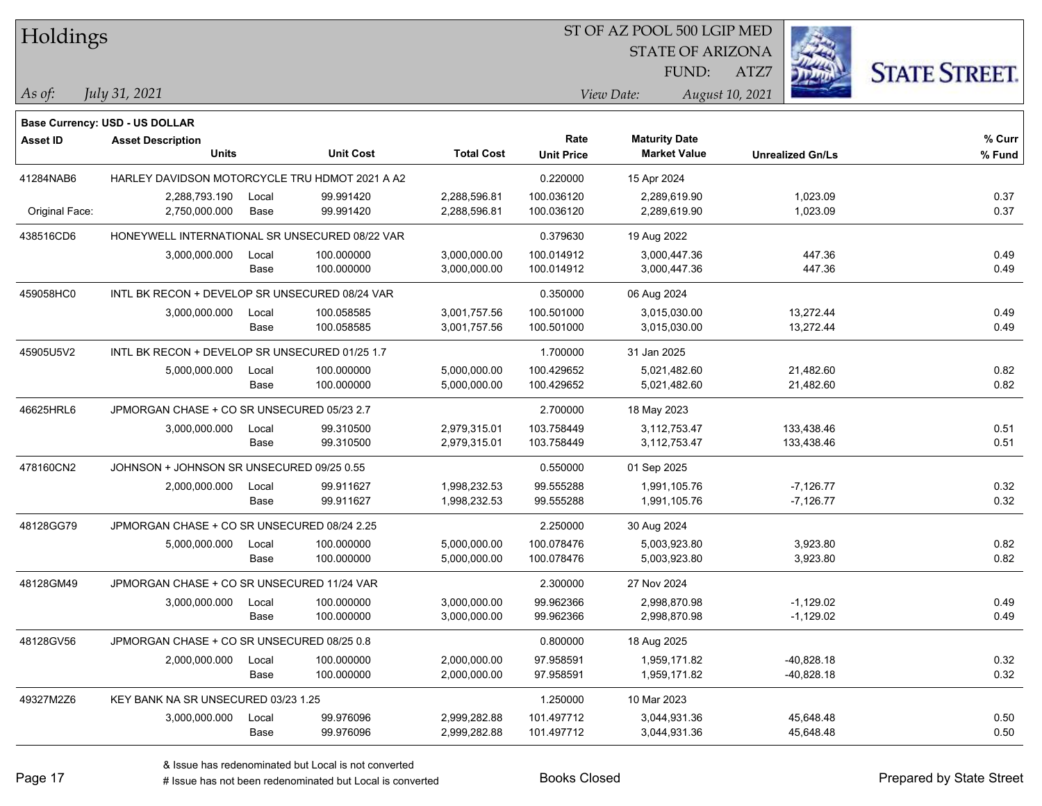# Holdings

ST OF AZ POOL 500 LGIP MED
STATE OF ARIZONA
FUND: ATZ7

*As of:* *July 31, 2021*

*View Date:* *August 10, 2021*

**Base Currency: USD - US DOLLAR**

| Asset ID | Asset Description / Units | | Unit Cost | Total Cost | Rate / Unit Price | Maturity Date / Market Value | Unrealized Gn/Ls | % Curr / % Fund |
|---|---|---|---|---|---|---|---|---|
| 41284NAB6 | HARLEY DAVIDSON MOTORCYCLE TRU HDMOT 2021 A A2 | | | | 0.220000 | 15 Apr 2024 | | |
| | 2,288,793.190 | Local | 99.991420 | 2,288,596.81 | 100.036120 | 2,289,619.90 | 1,023.09 | 0.37 |
| Original Face: | 2,750,000.000 | Base | 99.991420 | 2,288,596.81 | 100.036120 | 2,289,619.90 | 1,023.09 | 0.37 |
| 438516CD6 | HONEYWELL INTERNATIONAL SR UNSECURED 08/22 VAR | | | | 0.379630 | 19 Aug 2022 | | |
| | 3,000,000.000 | Local | 100.000000 | 3,000,000.00 | 100.014912 | 3,000,447.36 | 447.36 | 0.49 |
| | | Base | 100.000000 | 3,000,000.00 | 100.014912 | 3,000,447.36 | 447.36 | 0.49 |
| 459058HC0 | INTL BK RECON + DEVELOP SR UNSECURED 08/24 VAR | | | | 0.350000 | 06 Aug 2024 | | |
| | 3,000,000.000 | Local | 100.058585 | 3,001,757.56 | 100.501000 | 3,015,030.00 | 13,272.44 | 0.49 |
| | | Base | 100.058585 | 3,001,757.56 | 100.501000 | 3,015,030.00 | 13,272.44 | 0.49 |
| 45905U5V2 | INTL BK RECON + DEVELOP SR UNSECURED 01/25 1.7 | | | | 1.700000 | 31 Jan 2025 | | |
| | 5,000,000.000 | Local | 100.000000 | 5,000,000.00 | 100.429652 | 5,021,482.60 | 21,482.60 | 0.82 |
| | | Base | 100.000000 | 5,000,000.00 | 100.429652 | 5,021,482.60 | 21,482.60 | 0.82 |
| 46625HRL6 | JPMORGAN CHASE + CO SR UNSECURED 05/23 2.7 | | | | 2.700000 | 18 May 2023 | | |
| | 3,000,000.000 | Local | 99.310500 | 2,979,315.01 | 103.758449 | 3,112,753.47 | 133,438.46 | 0.51 |
| | | Base | 99.310500 | 2,979,315.01 | 103.758449 | 3,112,753.47 | 133,438.46 | 0.51 |
| 478160CN2 | JOHNSON + JOHNSON SR UNSECURED 09/25 0.55 | | | | 0.550000 | 01 Sep 2025 | | |
| | 2,000,000.000 | Local | 99.911627 | 1,998,232.53 | 99.555288 | 1,991,105.76 | -7,126.77 | 0.32 |
| | | Base | 99.911627 | 1,998,232.53 | 99.555288 | 1,991,105.76 | -7,126.77 | 0.32 |
| 48128GG79 | JPMORGAN CHASE + CO SR UNSECURED 08/24 2.25 | | | | 2.250000 | 30 Aug 2024 | | |
| | 5,000,000.000 | Local | 100.000000 | 5,000,000.00 | 100.078476 | 5,003,923.80 | 3,923.80 | 0.82 |
| | | Base | 100.000000 | 5,000,000.00 | 100.078476 | 5,003,923.80 | 3,923.80 | 0.82 |
| 48128GM49 | JPMORGAN CHASE + CO SR UNSECURED 11/24 VAR | | | | 2.300000 | 27 Nov 2024 | | |
| | 3,000,000.000 | Local | 100.000000 | 3,000,000.00 | 99.962366 | 2,998,870.98 | -1,129.02 | 0.49 |
| | | Base | 100.000000 | 3,000,000.00 | 99.962366 | 2,998,870.98 | -1,129.02 | 0.49 |
| 48128GV56 | JPMORGAN CHASE + CO SR UNSECURED 08/25 0.8 | | | | 0.800000 | 18 Aug 2025 | | |
| | 2,000,000.000 | Local | 100.000000 | 2,000,000.00 | 97.958591 | 1,959,171.82 | -40,828.18 | 0.32 |
| | | Base | 100.000000 | 2,000,000.00 | 97.958591 | 1,959,171.82 | -40,828.18 | 0.32 |
| 49327M2Z6 | KEY BANK NA SR UNSECURED 03/23 1.25 | | | | 1.250000 | 10 Mar 2023 | | |
| | 3,000,000.000 | Local | 99.976096 | 2,999,282.88 | 101.497712 | 3,044,931.36 | 45,648.48 | 0.50 |
| | | Base | 99.976096 | 2,999,282.88 | 101.497712 | 3,044,931.36 | 45,648.48 | 0.50 |

& Issue has redenominated but Local is not converted
# Issue has not been redenominated but Local is converted

Books Closed

Prepared by State Street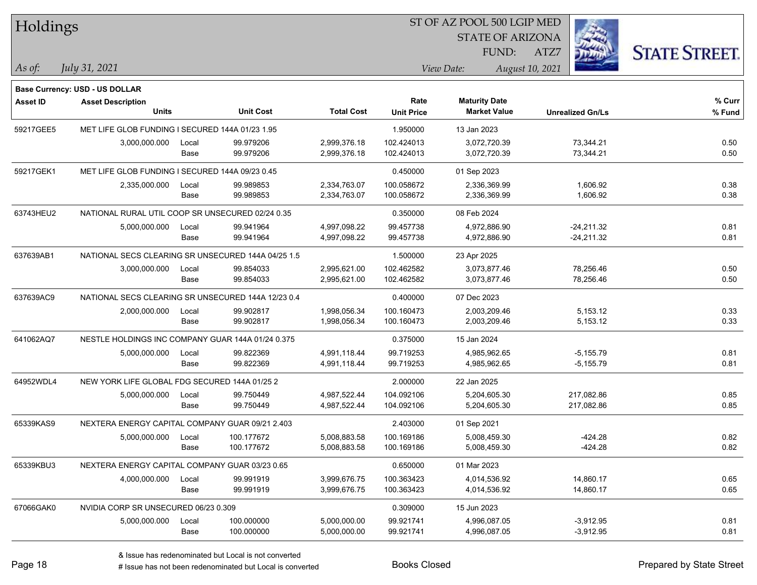# Holdings

ST OF AZ POOL 500 LGIP MED
STATE OF ARIZONA
FUND: ATZ7

*As of:* *July 31, 2021*

*View Date:* *August 10, 2021*

**Base Currency: USD - US DOLLAR**

| Asset ID | Asset Description / Units | | Unit Cost | Total Cost | Rate / Unit Price | Maturity Date / Market Value | Unrealized Gn/Ls | % Curr / % Fund |
|---|---|---|---|---|---|---|---|---|
| 59217GEE5 | MET LIFE GLOB FUNDING I SECURED 144A 01/23 1.95 | | | | 1.950000 | 13 Jan 2023 | | |
| | 3,000,000.000 | Local | 99.979206 | 2,999,376.18 | 102.424013 | 3,072,720.39 | 73,344.21 | 0.50 |
| | | Base | 99.979206 | 2,999,376.18 | 102.424013 | 3,072,720.39 | 73,344.21 | 0.50 |
| 59217GEK1 | MET LIFE GLOB FUNDING I SECURED 144A 09/23 0.45 | | | | 0.450000 | 01 Sep 2023 | | |
| | 2,335,000.000 | Local | 99.989853 | 2,334,763.07 | 100.058672 | 2,336,369.99 | 1,606.92 | 0.38 |
| | | Base | 99.989853 | 2,334,763.07 | 100.058672 | 2,336,369.99 | 1,606.92 | 0.38 |
| 63743HEU2 | NATIONAL RURAL UTIL COOP SR UNSECURED 02/24 0.35 | | | | 0.350000 | 08 Feb 2024 | | |
| | 5,000,000.000 | Local | 99.941964 | 4,997,098.22 | 99.457738 | 4,972,886.90 | -24,211.32 | 0.81 |
| | | Base | 99.941964 | 4,997,098.22 | 99.457738 | 4,972,886.90 | -24,211.32 | 0.81 |
| 637639AB1 | NATIONAL SECS CLEARING SR UNSECURED 144A 04/25 1.5 | | | | 1.500000 | 23 Apr 2025 | | |
| | 3,000,000.000 | Local | 99.854033 | 2,995,621.00 | 102.462582 | 3,073,877.46 | 78,256.46 | 0.50 |
| | | Base | 99.854033 | 2,995,621.00 | 102.462582 | 3,073,877.46 | 78,256.46 | 0.50 |
| 637639AC9 | NATIONAL SECS CLEARING SR UNSECURED 144A 12/23 0.4 | | | | 0.400000 | 07 Dec 2023 | | |
| | 2,000,000.000 | Local | 99.902817 | 1,998,056.34 | 100.160473 | 2,003,209.46 | 5,153.12 | 0.33 |
| | | Base | 99.902817 | 1,998,056.34 | 100.160473 | 2,003,209.46 | 5,153.12 | 0.33 |
| 641062AQ7 | NESTLE HOLDINGS INC COMPANY GUAR 144A 01/24 0.375 | | | | 0.375000 | 15 Jan 2024 | | |
| | 5,000,000.000 | Local | 99.822369 | 4,991,118.44 | 99.719253 | 4,985,962.65 | -5,155.79 | 0.81 |
| | | Base | 99.822369 | 4,991,118.44 | 99.719253 | 4,985,962.65 | -5,155.79 | 0.81 |
| 64952WDL4 | NEW YORK LIFE GLOBAL FDG SECURED 144A 01/25 2 | | | | 2.000000 | 22 Jan 2025 | | |
| | 5,000,000.000 | Local | 99.750449 | 4,987,522.44 | 104.092106 | 5,204,605.30 | 217,082.86 | 0.85 |
| | | Base | 99.750449 | 4,987,522.44 | 104.092106 | 5,204,605.30 | 217,082.86 | 0.85 |
| 65339KAS9 | NEXTERA ENERGY CAPITAL COMPANY GUAR 09/21 2.403 | | | | 2.403000 | 01 Sep 2021 | | |
| | 5,000,000.000 | Local | 100.177672 | 5,008,883.58 | 100.169186 | 5,008,459.30 | -424.28 | 0.82 |
| | | Base | 100.177672 | 5,008,883.58 | 100.169186 | 5,008,459.30 | -424.28 | 0.82 |
| 65339KBU3 | NEXTERA ENERGY CAPITAL COMPANY GUAR 03/23 0.65 | | | | 0.650000 | 01 Mar 2023 | | |
| | 4,000,000.000 | Local | 99.991919 | 3,999,676.75 | 100.363423 | 4,014,536.92 | 14,860.17 | 0.65 |
| | | Base | 99.991919 | 3,999,676.75 | 100.363423 | 4,014,536.92 | 14,860.17 | 0.65 |
| 67066GAK0 | NVIDIA CORP SR UNSECURED 06/23 0.309 | | | | 0.309000 | 15 Jun 2023 | | |
| | 5,000,000.000 | Local | 100.000000 | 5,000,000.00 | 99.921741 | 4,996,087.05 | -3,912.95 | 0.81 |
| | | Base | 100.000000 | 5,000,000.00 | 99.921741 | 4,996,087.05 | -3,912.95 | 0.81 |

& Issue has redenominated but Local is not converted
# Issue has not been redenominated but Local is converted

Books Closed

Prepared by State Street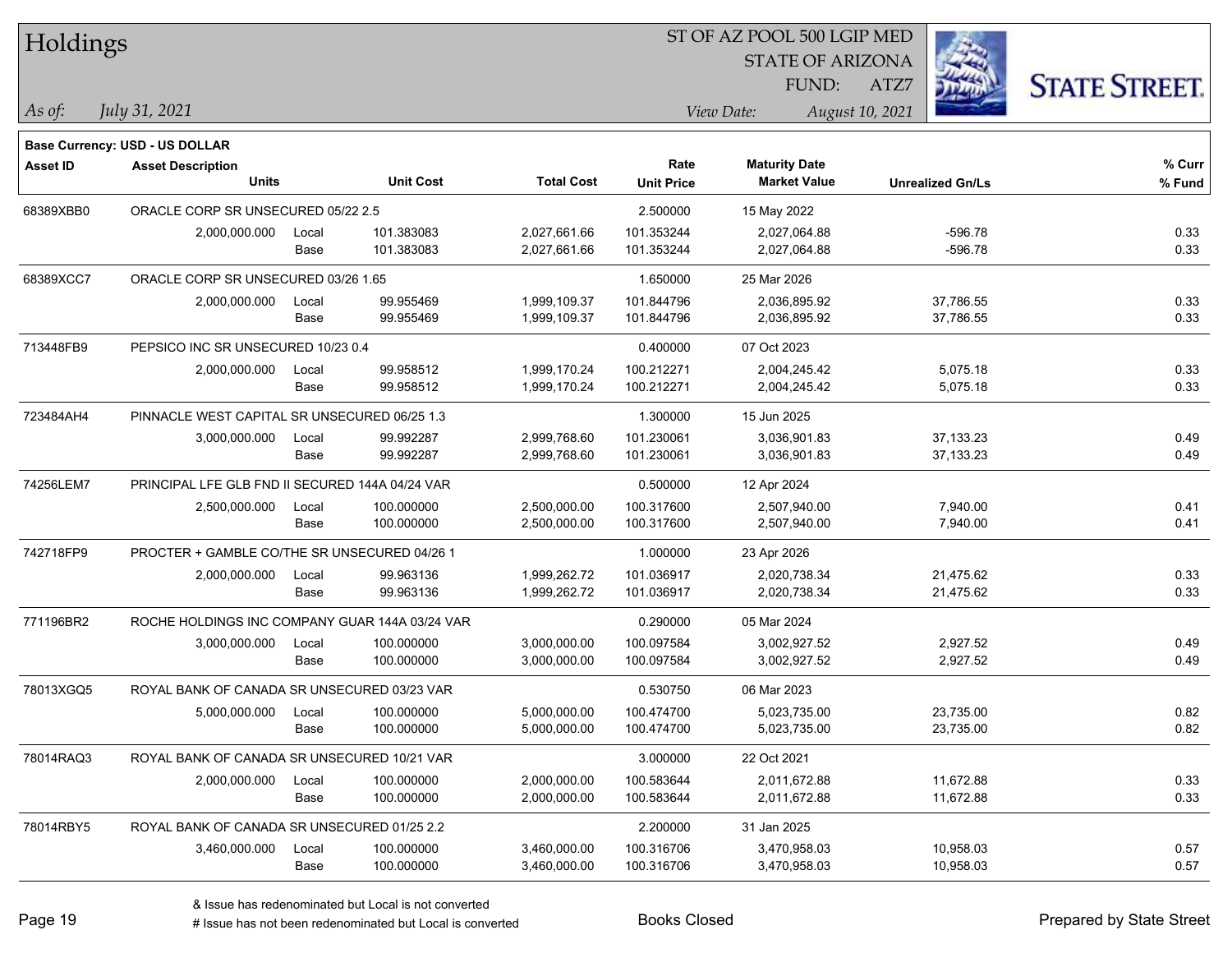# Holdings

ST OF AZ POOL 500 LGIP MED
STATE OF ARIZONA
FUND: ATZ7

*As of: July 31, 2021*

*View Date: August 10, 2021*

**Base Currency: USD - US DOLLAR**

| Asset ID | Asset Description / Units | | Unit Cost | Total Cost | Rate / Unit Price | Maturity Date / Market Value | Unrealized Gn/Ls | % Curr / % Fund |
|---|---|---|---|---|---|---|---|---|
| 68389XBB0 | ORACLE CORP SR UNSECURED 05/22 2.5 | | | | 2.500000 | 15 May 2022 | | |
| | 2,000,000.000 | Local | 101.383083 | 2,027,661.66 | 101.353244 | 2,027,064.88 | -596.78 | 0.33 |
| | | Base | 101.383083 | 2,027,661.66 | 101.353244 | 2,027,064.88 | -596.78 | 0.33 |
| 68389XCC7 | ORACLE CORP SR UNSECURED 03/26 1.65 | | | | 1.650000 | 25 Mar 2026 | | |
| | 2,000,000.000 | Local | 99.955469 | 1,999,109.37 | 101.844796 | 2,036,895.92 | 37,786.55 | 0.33 |
| | | Base | 99.955469 | 1,999,109.37 | 101.844796 | 2,036,895.92 | 37,786.55 | 0.33 |
| 713448FB9 | PEPSICO INC SR UNSECURED 10/23 0.4 | | | | 0.400000 | 07 Oct 2023 | | |
| | 2,000,000.000 | Local | 99.958512 | 1,999,170.24 | 100.212271 | 2,004,245.42 | 5,075.18 | 0.33 |
| | | Base | 99.958512 | 1,999,170.24 | 100.212271 | 2,004,245.42 | 5,075.18 | 0.33 |
| 723484AH4 | PINNACLE WEST CAPITAL SR UNSECURED 06/25 1.3 | | | | 1.300000 | 15 Jun 2025 | | |
| | 3,000,000.000 | Local | 99.992287 | 2,999,768.60 | 101.230061 | 3,036,901.83 | 37,133.23 | 0.49 |
| | | Base | 99.992287 | 2,999,768.60 | 101.230061 | 3,036,901.83 | 37,133.23 | 0.49 |
| 74256LEM7 | PRINCIPAL LFE GLB FND II SECURED 144A 04/24 VAR | | | | 0.500000 | 12 Apr 2024 | | |
| | 2,500,000.000 | Local | 100.000000 | 2,500,000.00 | 100.317600 | 2,507,940.00 | 7,940.00 | 0.41 |
| | | Base | 100.000000 | 2,500,000.00 | 100.317600 | 2,507,940.00 | 7,940.00 | 0.41 |
| 742718FP9 | PROCTER + GAMBLE CO/THE SR UNSECURED 04/26 1 | | | | 1.000000 | 23 Apr 2026 | | |
| | 2,000,000.000 | Local | 99.963136 | 1,999,262.72 | 101.036917 | 2,020,738.34 | 21,475.62 | 0.33 |
| | | Base | 99.963136 | 1,999,262.72 | 101.036917 | 2,020,738.34 | 21,475.62 | 0.33 |
| 771196BR2 | ROCHE HOLDINGS INC COMPANY GUAR 144A 03/24 VAR | | | | 0.290000 | 05 Mar 2024 | | |
| | 3,000,000.000 | Local | 100.000000 | 3,000,000.00 | 100.097584 | 3,002,927.52 | 2,927.52 | 0.49 |
| | | Base | 100.000000 | 3,000,000.00 | 100.097584 | 3,002,927.52 | 2,927.52 | 0.49 |
| 78013XGQ5 | ROYAL BANK OF CANADA SR UNSECURED 03/23 VAR | | | | 0.530750 | 06 Mar 2023 | | |
| | 5,000,000.000 | Local | 100.000000 | 5,000,000.00 | 100.474700 | 5,023,735.00 | 23,735.00 | 0.82 |
| | | Base | 100.000000 | 5,000,000.00 | 100.474700 | 5,023,735.00 | 23,735.00 | 0.82 |
| 78014RAQ3 | ROYAL BANK OF CANADA SR UNSECURED 10/21 VAR | | | | 3.000000 | 22 Oct 2021 | | |
| | 2,000,000.000 | Local | 100.000000 | 2,000,000.00 | 100.583644 | 2,011,672.88 | 11,672.88 | 0.33 |
| | | Base | 100.000000 | 2,000,000.00 | 100.583644 | 2,011,672.88 | 11,672.88 | 0.33 |
| 78014RBY5 | ROYAL BANK OF CANADA SR UNSECURED 01/25 2.2 | | | | 2.200000 | 31 Jan 2025 | | |
| | 3,460,000.000 | Local | 100.000000 | 3,460,000.00 | 100.316706 | 3,470,958.03 | 10,958.03 | 0.57 |
| | | Base | 100.000000 | 3,460,000.00 | 100.316706 | 3,470,958.03 | 10,958.03 | 0.57 |

& Issue has redenominated but Local is not converted
# Issue has not been redenominated but Local is converted

Books Closed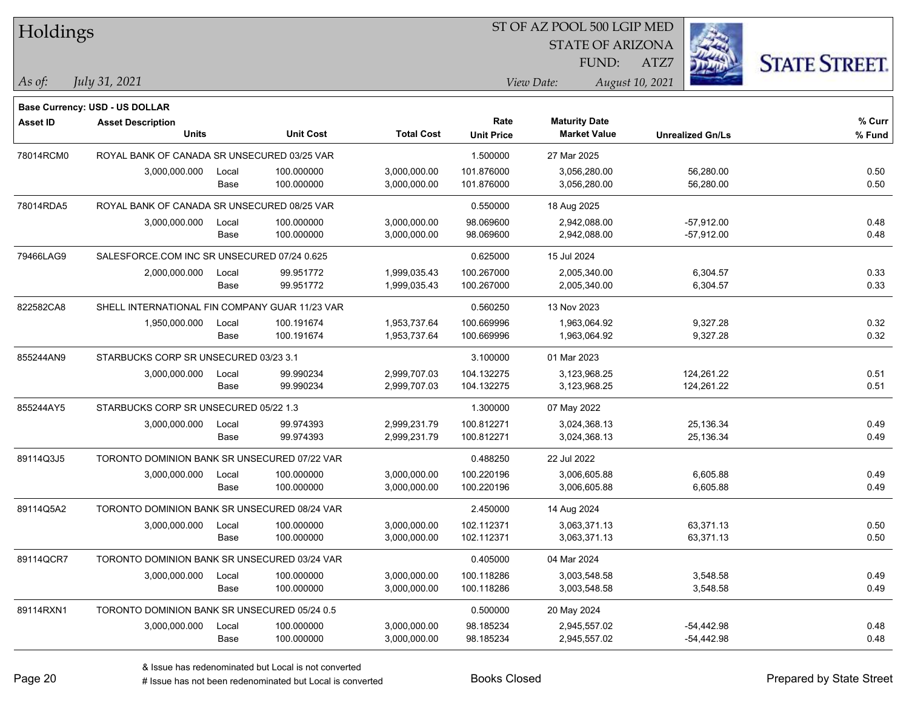# Holdings

ST OF AZ POOL 500 LGIP MED
STATE OF ARIZONA
FUND: ATZ7

*As of:* *July 31, 2021*

*View Date:* *August 10, 2021*

**Base Currency: USD - US DOLLAR**

| Asset ID | Asset Description / Units | | Unit Cost | Total Cost | Rate / Unit Price | Maturity Date / Market Value | Unrealized Gn/Ls | % Curr / % Fund |
|---|---|---|---|---|---|---|---|---|
| 78014RCM0 | ROYAL BANK OF CANADA SR UNSECURED 03/25 VAR | | | | 1.500000 | 27 Mar 2025 | | |
| | 3,000,000.000 | Local | 100.000000 | 3,000,000.00 | 101.876000 | 3,056,280.00 | 56,280.00 | 0.50 |
| | | Base | 100.000000 | 3,000,000.00 | 101.876000 | 3,056,280.00 | 56,280.00 | 0.50 |
| 78014RDA5 | ROYAL BANK OF CANADA SR UNSECURED 08/25 VAR | | | | 0.550000 | 18 Aug 2025 | | |
| | 3,000,000.000 | Local | 100.000000 | 3,000,000.00 | 98.069600 | 2,942,088.00 | -57,912.00 | 0.48 |
| | | Base | 100.000000 | 3,000,000.00 | 98.069600 | 2,942,088.00 | -57,912.00 | 0.48 |
| 79466LAG9 | SALESFORCE.COM INC SR UNSECURED 07/24 0.625 | | | | 0.625000 | 15 Jul 2024 | | |
| | 2,000,000.000 | Local | 99.951772 | 1,999,035.43 | 100.267000 | 2,005,340.00 | 6,304.57 | 0.33 |
| | | Base | 99.951772 | 1,999,035.43 | 100.267000 | 2,005,340.00 | 6,304.57 | 0.33 |
| 822582CA8 | SHELL INTERNATIONAL FIN COMPANY GUAR 11/23 VAR | | | | 0.560250 | 13 Nov 2023 | | |
| | 1,950,000.000 | Local | 100.191674 | 1,953,737.64 | 100.669996 | 1,963,064.92 | 9,327.28 | 0.32 |
| | | Base | 100.191674 | 1,953,737.64 | 100.669996 | 1,963,064.92 | 9,327.28 | 0.32 |
| 855244AN9 | STARBUCKS CORP SR UNSECURED 03/23 3.1 | | | | 3.100000 | 01 Mar 2023 | | |
| | 3,000,000.000 | Local | 99.990234 | 2,999,707.03 | 104.132275 | 3,123,968.25 | 124,261.22 | 0.51 |
| | | Base | 99.990234 | 2,999,707.03 | 104.132275 | 3,123,968.25 | 124,261.22 | 0.51 |
| 855244AY5 | STARBUCKS CORP SR UNSECURED 05/22 1.3 | | | | 1.300000 | 07 May 2022 | | |
| | 3,000,000.000 | Local | 99.974393 | 2,999,231.79 | 100.812271 | 3,024,368.13 | 25,136.34 | 0.49 |
| | | Base | 99.974393 | 2,999,231.79 | 100.812271 | 3,024,368.13 | 25,136.34 | 0.49 |
| 89114Q3J5 | TORONTO DOMINION BANK SR UNSECURED 07/22 VAR | | | | 0.488250 | 22 Jul 2022 | | |
| | 3,000,000.000 | Local | 100.000000 | 3,000,000.00 | 100.220196 | 3,006,605.88 | 6,605.88 | 0.49 |
| | | Base | 100.000000 | 3,000,000.00 | 100.220196 | 3,006,605.88 | 6,605.88 | 0.49 |
| 89114Q5A2 | TORONTO DOMINION BANK SR UNSECURED 08/24 VAR | | | | 2.450000 | 14 Aug 2024 | | |
| | 3,000,000.000 | Local | 100.000000 | 3,000,000.00 | 102.112371 | 3,063,371.13 | 63,371.13 | 0.50 |
| | | Base | 100.000000 | 3,000,000.00 | 102.112371 | 3,063,371.13 | 63,371.13 | 0.50 |
| 89114QCR7 | TORONTO DOMINION BANK SR UNSECURED 03/24 VAR | | | | 0.405000 | 04 Mar 2024 | | |
| | 3,000,000.000 | Local | 100.000000 | 3,000,000.00 | 100.118286 | 3,003,548.58 | 3,548.58 | 0.49 |
| | | Base | 100.000000 | 3,000,000.00 | 100.118286 | 3,003,548.58 | 3,548.58 | 0.49 |
| 89114RXN1 | TORONTO DOMINION BANK SR UNSECURED 05/24 0.5 | | | | 0.500000 | 20 May 2024 | | |
| | 3,000,000.000 | Local | 100.000000 | 3,000,000.00 | 98.185234 | 2,945,557.02 | -54,442.98 | 0.48 |
| | | Base | 100.000000 | 3,000,000.00 | 98.185234 | 2,945,557.02 | -54,442.98 | 0.48 |

& Issue has redenominated but Local is not converted
# Issue has not been redenominated but Local is converted

Books Closed

Prepared by State Street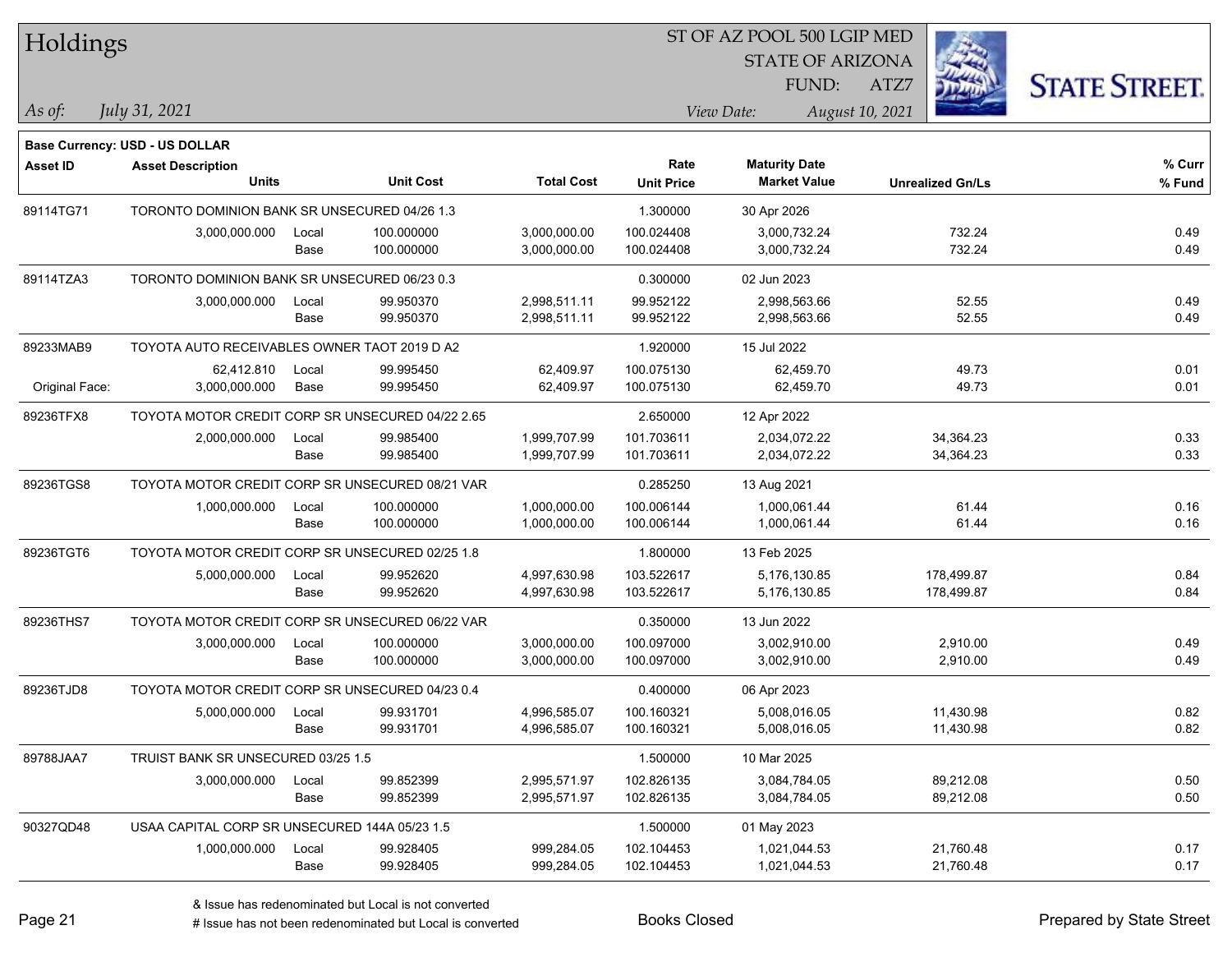**Base Currency: USD - US DOLLAR**

| Asset ID | Asset Description / Units | | Unit Cost | Total Cost | Rate / Unit Price | Maturity Date / Market Value | Unrealized Gn/Ls | % Curr / % Fund |
|---|---|---|---|---|---|---|---|---|
| 89114TG71 | TORONTO DOMINION BANK SR UNSECURED 04/26 1.3 | | | | 1.300000 | 30 Apr 2026 | | |
| | 3,000,000.000 | Local | 100.000000 | 3,000,000.00 | 100.024408 | 3,000,732.24 | 732.24 | 0.49 |
| | | Base | 100.000000 | 3,000,000.00 | 100.024408 | 3,000,732.24 | 732.24 | 0.49 |
| 89114TZA3 | TORONTO DOMINION BANK SR UNSECURED 06/23 0.3 | | | | 0.300000 | 02 Jun 2023 | | |
| | 3,000,000.000 | Local | 99.950370 | 2,998,511.11 | 99.952122 | 2,998,563.66 | 52.55 | 0.49 |
| | | Base | 99.950370 | 2,998,511.11 | 99.952122 | 2,998,563.66 | 52.55 | 0.49 |
| 89233MAB9 | TOYOTA AUTO RECEIVABLES OWNER TAOT 2019 D A2 | | | | 1.920000 | 15 Jul 2022 | | |
| | 62,412.810 | Local | 99.995450 | 62,409.97 | 100.075130 | 62,459.70 | 49.73 | 0.01 |
| Original Face: | 3,000,000.000 | Base | 99.995450 | 62,409.97 | 100.075130 | 62,459.70 | 49.73 | 0.01 |
| 89236TFX8 | TOYOTA MOTOR CREDIT CORP SR UNSECURED 04/22 2.65 | | | | 2.650000 | 12 Apr 2022 | | |
| | 2,000,000.000 | Local | 99.985400 | 1,999,707.99 | 101.703611 | 2,034,072.22 | 34,364.23 | 0.33 |
| | | Base | 99.985400 | 1,999,707.99 | 101.703611 | 2,034,072.22 | 34,364.23 | 0.33 |
| 89236TGS8 | TOYOTA MOTOR CREDIT CORP SR UNSECURED 08/21 VAR | | | | 0.285250 | 13 Aug 2021 | | |
| | 1,000,000.000 | Local | 100.000000 | 1,000,000.00 | 100.006144 | 1,000,061.44 | 61.44 | 0.16 |
| | | Base | 100.000000 | 1,000,000.00 | 100.006144 | 1,000,061.44 | 61.44 | 0.16 |
| 89236TGT6 | TOYOTA MOTOR CREDIT CORP SR UNSECURED 02/25 1.8 | | | | 1.800000 | 13 Feb 2025 | | |
| | 5,000,000.000 | Local | 99.952620 | 4,997,630.98 | 103.522617 | 5,176,130.85 | 178,499.87 | 0.84 |
| | | Base | 99.952620 | 4,997,630.98 | 103.522617 | 5,176,130.85 | 178,499.87 | 0.84 |
| 89236THS7 | TOYOTA MOTOR CREDIT CORP SR UNSECURED 06/22 VAR | | | | 0.350000 | 13 Jun 2022 | | |
| | 3,000,000.000 | Local | 100.000000 | 3,000,000.00 | 100.097000 | 3,002,910.00 | 2,910.00 | 0.49 |
| | | Base | 100.000000 | 3,000,000.00 | 100.097000 | 3,002,910.00 | 2,910.00 | 0.49 |
| 89236TJD8 | TOYOTA MOTOR CREDIT CORP SR UNSECURED 04/23 0.4 | | | | 0.400000 | 06 Apr 2023 | | |
| | 5,000,000.000 | Local | 99.931701 | 4,996,585.07 | 100.160321 | 5,008,016.05 | 11,430.98 | 0.82 |
| | | Base | 99.931701 | 4,996,585.07 | 100.160321 | 5,008,016.05 | 11,430.98 | 0.82 |
| 89788JAA7 | TRUIST BANK SR UNSECURED 03/25 1.5 | | | | 1.500000 | 10 Mar 2025 | | |
| | 3,000,000.000 | Local | 99.852399 | 2,995,571.97 | 102.826135 | 3,084,784.05 | 89,212.08 | 0.50 |
| | | Base | 99.852399 | 2,995,571.97 | 102.826135 | 3,084,784.05 | 89,212.08 | 0.50 |
| 90327QD48 | USAA CAPITAL CORP SR UNSECURED 144A 05/23 1.5 | | | | 1.500000 | 01 May 2023 | | |
| | 1,000,000.000 | Local | 99.928405 | 999,284.05 | 102.104453 | 1,021,044.53 | 21,760.48 | 0.17 |
| | | Base | 99.928405 | 999,284.05 | 102.104453 | 1,021,044.53 | 21,760.48 | 0.17 |

& Issue has redenominated but Local is not converted

# Issue has not been redenominated but Local is converted

Books Closed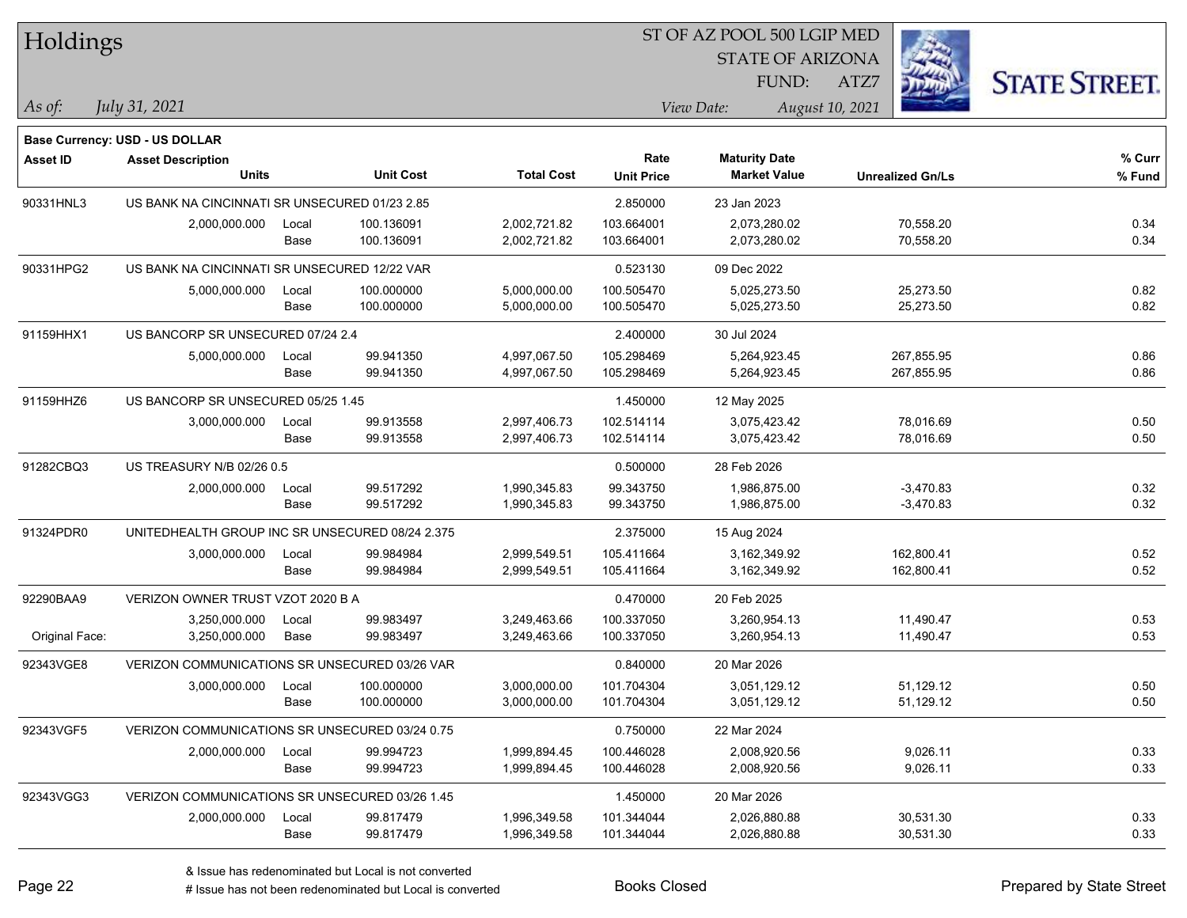# Holdings

ST OF AZ POOL 500 LGIP MED
STATE OF ARIZONA
FUND: ATZ7

*As of:* *July 31, 2021*

*View Date:* *August 10, 2021*

**Base Currency: USD - US DOLLAR**

| Asset ID | Asset Description / Units | | Unit Cost | Total Cost | Rate / Unit Price | Maturity Date / Market Value | Unrealized Gn/Ls | % Curr / % Fund |
|---|---|---|---|---|---|---|---|---|
| 90331HNL3 | US BANK NA CINCINNATI SR UNSECURED 01/23 2.85 | | | | 2.850000 | 23 Jan 2023 | | |
| | 2,000,000.000 | Local | 100.136091 | 2,002,721.82 | 103.664001 | 2,073,280.02 | 70,558.20 | 0.34 |
| | | Base | 100.136091 | 2,002,721.82 | 103.664001 | 2,073,280.02 | 70,558.20 | 0.34 |
| 90331HPG2 | US BANK NA CINCINNATI SR UNSECURED 12/22 VAR | | | | 0.523130 | 09 Dec 2022 | | |
| | 5,000,000.000 | Local | 100.000000 | 5,000,000.00 | 100.505470 | 5,025,273.50 | 25,273.50 | 0.82 |
| | | Base | 100.000000 | 5,000,000.00 | 100.505470 | 5,025,273.50 | 25,273.50 | 0.82 |
| 91159HHX1 | US BANCORP SR UNSECURED 07/24 2.4 | | | | 2.400000 | 30 Jul 2024 | | |
| | 5,000,000.000 | Local | 99.941350 | 4,997,067.50 | 105.298469 | 5,264,923.45 | 267,855.95 | 0.86 |
| | | Base | 99.941350 | 4,997,067.50 | 105.298469 | 5,264,923.45 | 267,855.95 | 0.86 |
| 91159HHZ6 | US BANCORP SR UNSECURED 05/25 1.45 | | | | 1.450000 | 12 May 2025 | | |
| | 3,000,000.000 | Local | 99.913558 | 2,997,406.73 | 102.514114 | 3,075,423.42 | 78,016.69 | 0.50 |
| | | Base | 99.913558 | 2,997,406.73 | 102.514114 | 3,075,423.42 | 78,016.69 | 0.50 |
| 91282CBQ3 | US TREASURY N/B 02/26 0.5 | | | | 0.500000 | 28 Feb 2026 | | |
| | 2,000,000.000 | Local | 99.517292 | 1,990,345.83 | 99.343750 | 1,986,875.00 | -3,470.83 | 0.32 |
| | | Base | 99.517292 | 1,990,345.83 | 99.343750 | 1,986,875.00 | -3,470.83 | 0.32 |
| 91324PDR0 | UNITEDHEALTH GROUP INC SR UNSECURED 08/24 2.375 | | | | 2.375000 | 15 Aug 2024 | | |
| | 3,000,000.000 | Local | 99.984984 | 2,999,549.51 | 105.411664 | 3,162,349.92 | 162,800.41 | 0.52 |
| | | Base | 99.984984 | 2,999,549.51 | 105.411664 | 3,162,349.92 | 162,800.41 | 0.52 |
| 92290BAA9 | VERIZON OWNER TRUST VZOT 2020 B A | | | | 0.470000 | 20 Feb 2025 | | |
| | 3,250,000.000 | Local | 99.983497 | 3,249,463.66 | 100.337050 | 3,260,954.13 | 11,490.47 | 0.53 |
| Original Face: | 3,250,000.000 | Base | 99.983497 | 3,249,463.66 | 100.337050 | 3,260,954.13 | 11,490.47 | 0.53 |
| 92343VGE8 | VERIZON COMMUNICATIONS SR UNSECURED 03/26 VAR | | | | 0.840000 | 20 Mar 2026 | | |
| | 3,000,000.000 | Local | 100.000000 | 3,000,000.00 | 101.704304 | 3,051,129.12 | 51,129.12 | 0.50 |
| | | Base | 100.000000 | 3,000,000.00 | 101.704304 | 3,051,129.12 | 51,129.12 | 0.50 |
| 92343VGF5 | VERIZON COMMUNICATIONS SR UNSECURED 03/24 0.75 | | | | 0.750000 | 22 Mar 2024 | | |
| | 2,000,000.000 | Local | 99.994723 | 1,999,894.45 | 100.446028 | 2,008,920.56 | 9,026.11 | 0.33 |
| | | Base | 99.994723 | 1,999,894.45 | 100.446028 | 2,008,920.56 | 9,026.11 | 0.33 |
| 92343VGG3 | VERIZON COMMUNICATIONS SR UNSECURED 03/26 1.45 | | | | 1.450000 | 20 Mar 2026 | | |
| | 2,000,000.000 | Local | 99.817479 | 1,996,349.58 | 101.344044 | 2,026,880.88 | 30,531.30 | 0.33 |
| | | Base | 99.817479 | 1,996,349.58 | 101.344044 | 2,026,880.88 | 30,531.30 | 0.33 |

& Issue has redenominated but Local is not converted
# Issue has not been redenominated but Local is converted

Books Closed

Prepared by State Street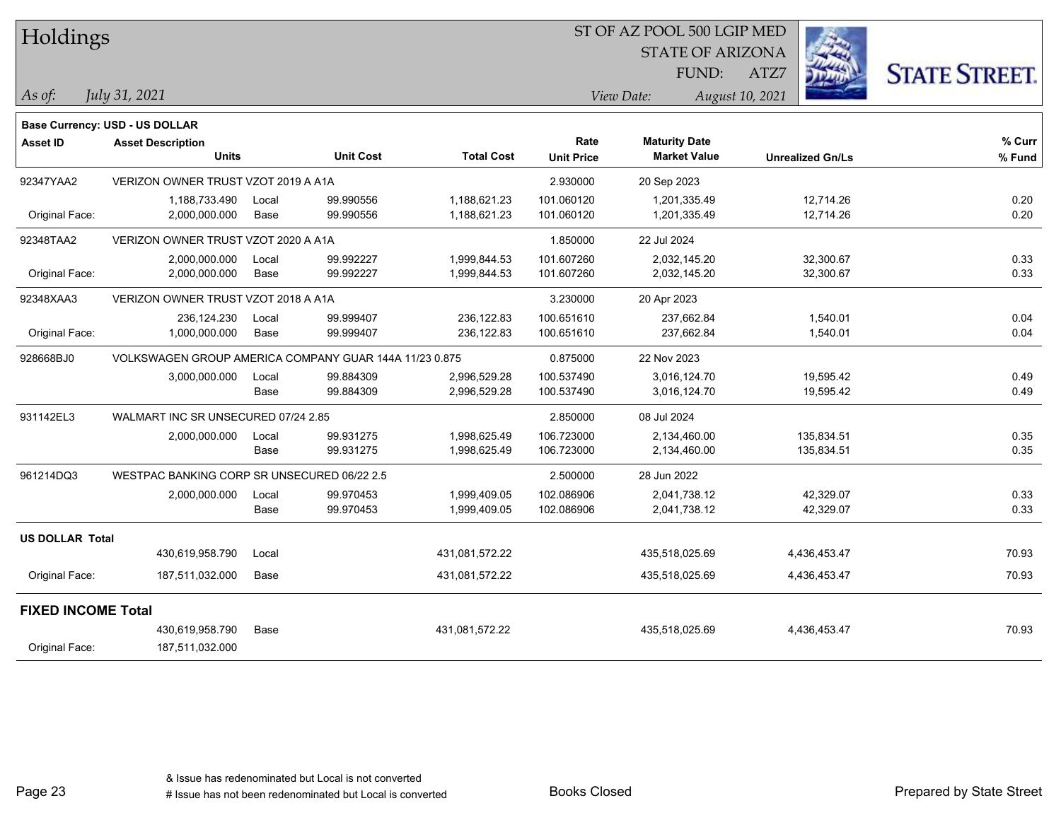# Holdings

ST OF AZ POOL 500 LGIP MED
STATE OF ARIZONA
FUND: ATZ7

*As of:* *July 31, 2021*

*View Date:* *August 10, 2021*

**Base Currency: USD - US DOLLAR**

| Asset ID | Asset Description / Units | | Unit Cost | Total Cost | Rate / Unit Price | Maturity Date / Market Value | Unrealized Gn/Ls | % Curr / % Fund |
|---|---|---|---|---|---|---|---|---|
| 92347YAA2 | VERIZON OWNER TRUST VZOT 2019 A A1A | | | | 2.930000 | 20 Sep 2023 | | |
| | 1,188,733.490 | Local | 99.990556 | 1,188,621.23 | 101.060120 | 1,201,335.49 | 12,714.26 | 0.20 |
| Original Face: | 2,000,000.000 | Base | 99.990556 | 1,188,621.23 | 101.060120 | 1,201,335.49 | 12,714.26 | 0.20 |
| 92348TAA2 | VERIZON OWNER TRUST VZOT 2020 A A1A | | | | 1.850000 | 22 Jul 2024 | | |
| | 2,000,000.000 | Local | 99.992227 | 1,999,844.53 | 101.607260 | 2,032,145.20 | 32,300.67 | 0.33 |
| Original Face: | 2,000,000.000 | Base | 99.992227 | 1,999,844.53 | 101.607260 | 2,032,145.20 | 32,300.67 | 0.33 |
| 92348XAA3 | VERIZON OWNER TRUST VZOT 2018 A A1A | | | | 3.230000 | 20 Apr 2023 | | |
| | 236,124.230 | Local | 99.999407 | 236,122.83 | 100.651610 | 237,662.84 | 1,540.01 | 0.04 |
| Original Face: | 1,000,000.000 | Base | 99.999407 | 236,122.83 | 100.651610 | 237,662.84 | 1,540.01 | 0.04 |
| 928668BJ0 | VOLKSWAGEN GROUP AMERICA COMPANY GUAR 144A 11/23 0.875 | | | | 0.875000 | 22 Nov 2023 | | |
| | 3,000,000.000 | Local | 99.884309 | 2,996,529.28 | 100.537490 | 3,016,124.70 | 19,595.42 | 0.49 |
| | | Base | 99.884309 | 2,996,529.28 | 100.537490 | 3,016,124.70 | 19,595.42 | 0.49 |
| 931142EL3 | WALMART INC SR UNSECURED 07/24 2.85 | | | | 2.850000 | 08 Jul 2024 | | |
| | 2,000,000.000 | Local | 99.931275 | 1,998,625.49 | 106.723000 | 2,134,460.00 | 135,834.51 | 0.35 |
| | | Base | 99.931275 | 1,998,625.49 | 106.723000 | 2,134,460.00 | 135,834.51 | 0.35 |
| 961214DQ3 | WESTPAC BANKING CORP SR UNSECURED 06/22 2.5 | | | | 2.500000 | 28 Jun 2022 | | |
| | 2,000,000.000 | Local | 99.970453 | 1,999,409.05 | 102.086906 | 2,041,738.12 | 42,329.07 | 0.33 |
| | | Base | 99.970453 | 1,999,409.05 | 102.086906 | 2,041,738.12 | 42,329.07 | 0.33 |
| **US DOLLAR Total** | | | | | | | | |
| | 430,619,958.790 | Local | | 431,081,572.22 | | 435,518,025.69 | 4,436,453.47 | 70.93 |
| Original Face: | 187,511,032.000 | Base | | 431,081,572.22 | | 435,518,025.69 | 4,436,453.47 | 70.93 |
| **FIXED INCOME Total** | | | | | | | | |
| | 430,619,958.790 | Base | | 431,081,572.22 | | 435,518,025.69 | 4,436,453.47 | 70.93 |
| Original Face: | 187,511,032.000 | | | | | | | |

& Issue has redenominated but Local is not converted
# Issue has not been redenominated but Local is converted

Books Closed

Prepared by State Street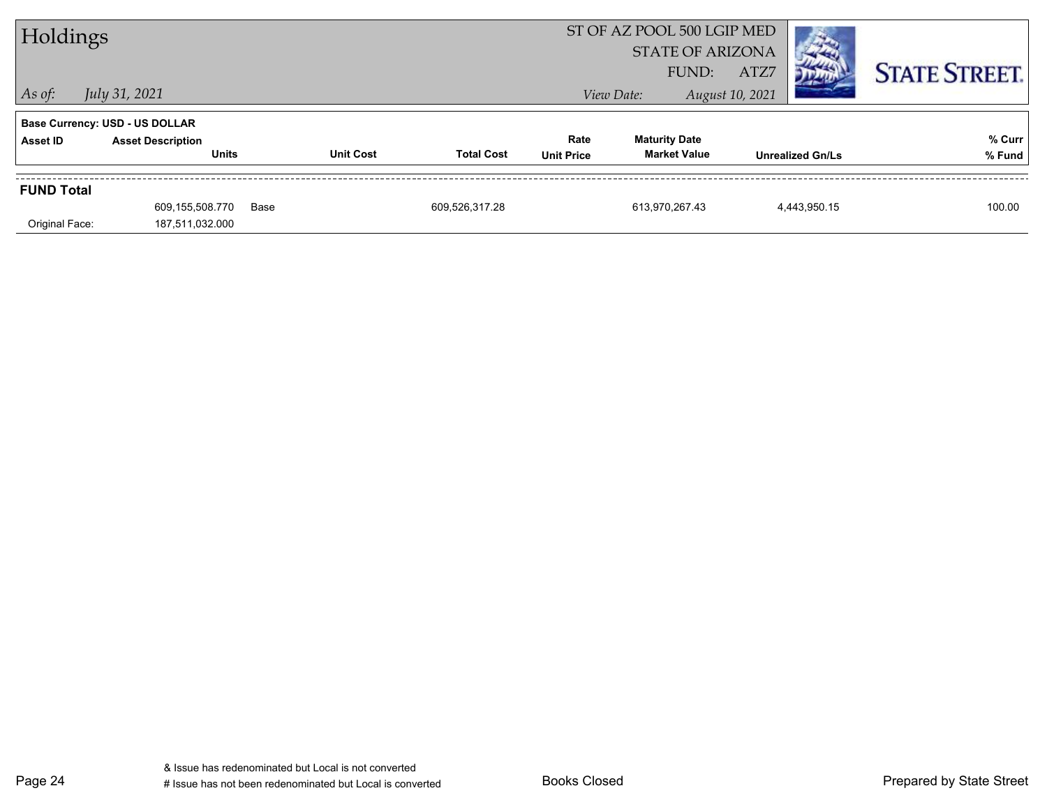# Holdings

ST OF AZ POOL 500 LGIP MED
STATE OF ARIZONA
FUND: ATZ7

*As of: July 31, 2021*

*View Date: August 10, 2021*

STATE STREET.

**Base Currency: USD - US DOLLAR**

| Asset ID | Asset Description / Units | | Unit Cost | Total Cost | Rate / Unit Price | Maturity Date / Market Value | Unrealized Gn/Ls | % Curr / % Fund |
|---|---|---|---|---|---|---|---|---|
| **FUND Total** | | | | | | | | |
| | 609,155,508.770 | Base | | 609,526,317.28 | | 613,970,267.43 | 4,443,950.15 | 100.00 |
| Original Face: | 187,511,032.000 | | | | | | | |

& Issue has redenominated but Local is not converted
\# Issue has not been redenominated but Local is converted

Books Closed

Prepared by State Street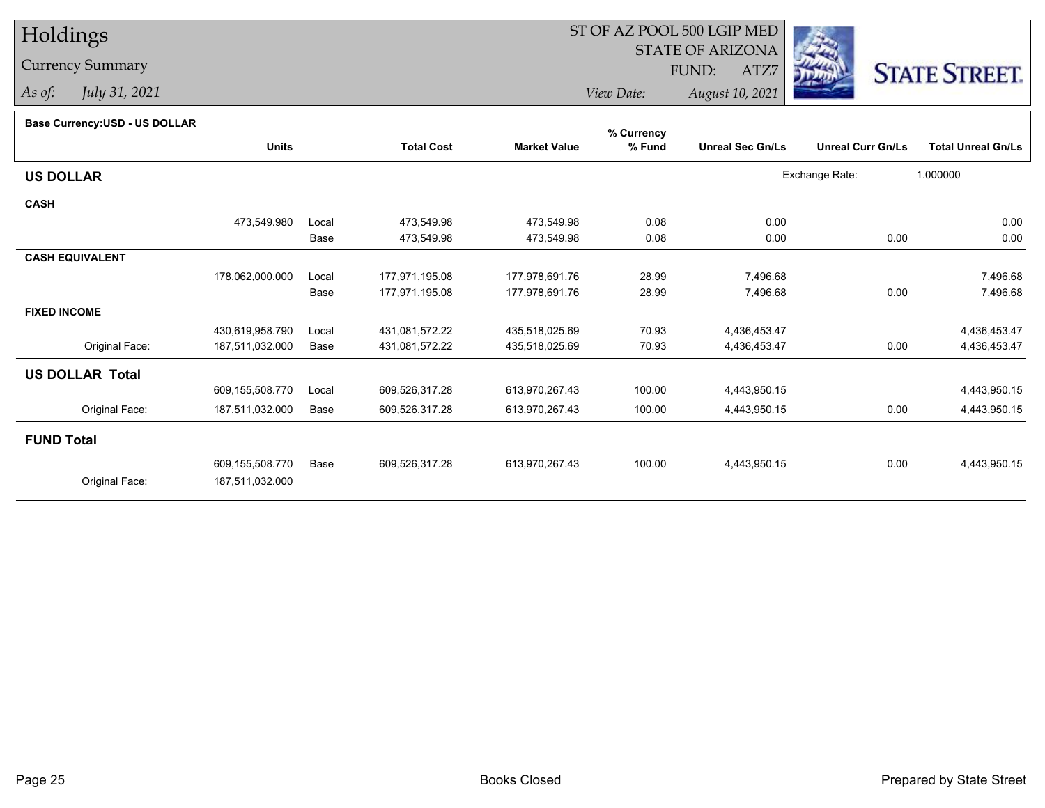# Holdings

## Currency Summary

*As of:* *July 31, 2021*

ST OF AZ POOL 500 LGIP MED
STATE OF ARIZONA
FUND: ATZ7

*View Date:* *August 10, 2021*

STATE STREET.

**Base Currency:USD - US DOLLAR**

| | Units | | Total Cost | Market Value | % Currency % Fund | Unreal Sec Gn/Ls | Unreal Curr Gn/Ls | Total Unreal Gn/Ls |
|---|---|---|---|---|---|---|---|---|
| **US DOLLAR** | | | | | | Exchange Rate: | 1.000000 | |
| **CASH** | | | | | | | | |
| | 473,549.980 | Local | 473,549.98 | 473,549.98 | 0.08 | 0.00 | | 0.00 |
| | | Base | 473,549.98 | 473,549.98 | 0.08 | 0.00 | 0.00 | 0.00 |
| **CASH EQUIVALENT** | | | | | | | | |
| | 178,062,000.000 | Local | 177,971,195.08 | 177,978,691.76 | 28.99 | 7,496.68 | | 7,496.68 |
| | | Base | 177,971,195.08 | 177,978,691.76 | 28.99 | 7,496.68 | 0.00 | 7,496.68 |
| **FIXED INCOME** | | | | | | | | |
| | 430,619,958.790 | Local | 431,081,572.22 | 435,518,025.69 | 70.93 | 4,436,453.47 | | 4,436,453.47 |
| Original Face: | 187,511,032.000 | Base | 431,081,572.22 | 435,518,025.69 | 70.93 | 4,436,453.47 | 0.00 | 4,436,453.47 |
| **US DOLLAR Total** | | | | | | | | |
| | 609,155,508.770 | Local | 609,526,317.28 | 613,970,267.43 | 100.00 | 4,443,950.15 | | 4,443,950.15 |
| Original Face: | 187,511,032.000 | Base | 609,526,317.28 | 613,970,267.43 | 100.00 | 4,443,950.15 | 0.00 | 4,443,950.15 |
| **FUND Total** | | | | | | | | |
| | 609,155,508.770 | Base | 609,526,317.28 | 613,970,267.43 | 100.00 | 4,443,950.15 | 0.00 | 4,443,950.15 |
| Original Face: | 187,511,032.000 | | | | | | | |

Books Closed

Prepared by State Street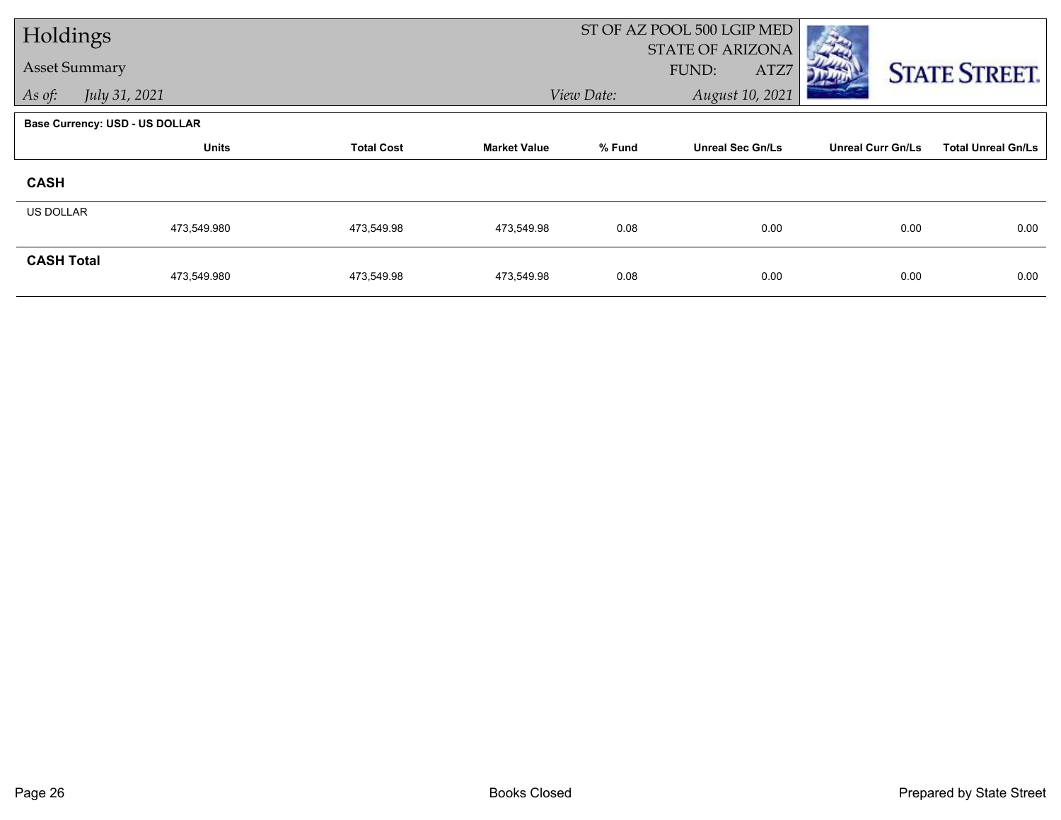# Holdings

## Asset Summary

*As of:* July 31, 2021

ST OF AZ POOL 500 LGIP MED
STATE OF ARIZONA
FUND: ATZ7

*View Date:* August 10, 2021

STATE STREET.

**Base Currency: USD - US DOLLAR**

| | Units | Total Cost | Market Value | % Fund | Unreal Sec Gn/Ls | Unreal Curr Gn/Ls | Total Unreal Gn/Ls |
|---|---|---|---|---|---|---|---|
| **CASH** | | | | | | | |
| US DOLLAR | 473,549.980 | 473,549.98 | 473,549.98 | 0.08 | 0.00 | 0.00 | 0.00 |
| **CASH Total** | 473,549.980 | 473,549.98 | 473,549.98 | 0.08 | 0.00 | 0.00 | 0.00 |

Books Closed

Prepared by State Street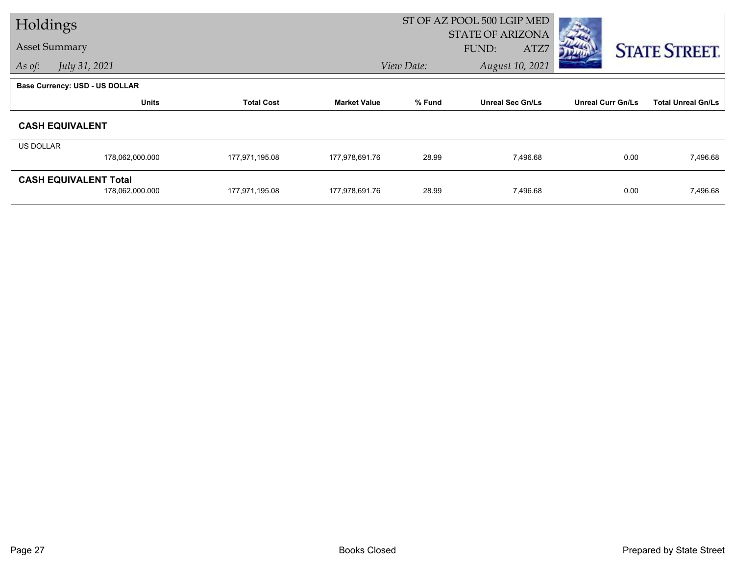# Holdings

## Asset Summary

*As of:* *July 31, 2021*

ST OF AZ POOL 500 LGIP MED
STATE OF ARIZONA
FUND: ATZ7

*View Date:* *August 10, 2021*

STATE STREET.

**Base Currency: USD - US DOLLAR**

| | Units | Total Cost | Market Value | % Fund | Unreal Sec Gn/Ls | Unreal Curr Gn/Ls | Total Unreal Gn/Ls |
|---|---|---|---|---|---|---|---|
| **CASH EQUIVALENT** | | | | | | | |
| US DOLLAR | 178,062,000.000 | 177,971,195.08 | 177,978,691.76 | 28.99 | 7,496.68 | 0.00 | 7,496.68 |
| **CASH EQUIVALENT Total** | 178,062,000.000 | 177,971,195.08 | 177,978,691.76 | 28.99 | 7,496.68 | 0.00 | 7,496.68 |

Books Closed

Prepared by State Street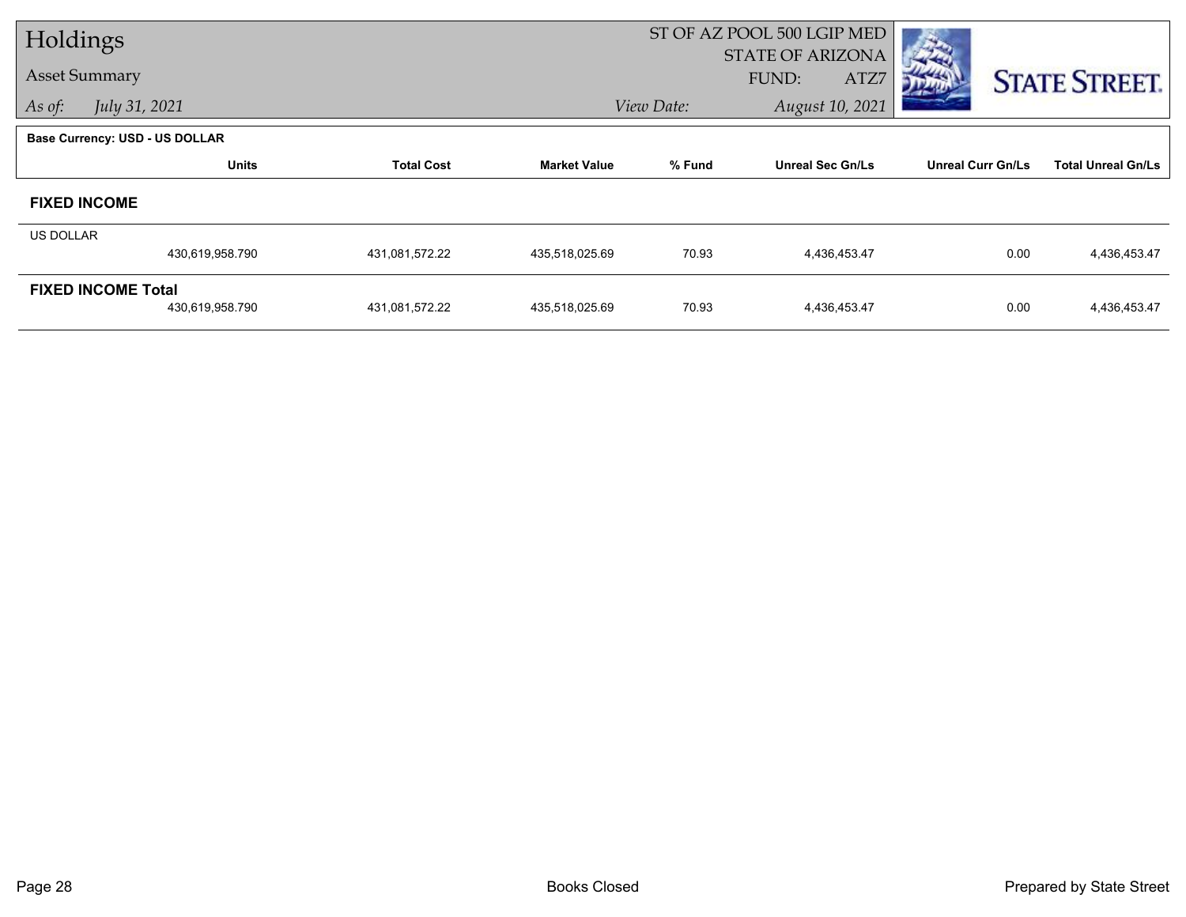# Holdings

## Asset Summary

*As of:* *July 31, 2021*

ST OF AZ POOL 500 LGIP MED
STATE OF ARIZONA
FUND: ATZ7

*View Date:* *August 10, 2021*

**Base Currency: USD - US DOLLAR**

| | Units | Total Cost | Market Value | % Fund | Unreal Sec Gn/Ls | Unreal Curr Gn/Ls | Total Unreal Gn/Ls |
|---|---|---|---|---|---|---|---|
| **FIXED INCOME** | | | | | | | |
| US DOLLAR | 430,619,958.790 | 431,081,572.22 | 435,518,025.69 | 70.93 | 4,436,453.47 | 0.00 | 4,436,453.47 |
| **FIXED INCOME Total** | 430,619,958.790 | 431,081,572.22 | 435,518,025.69 | 70.93 | 4,436,453.47 | 0.00 | 4,436,453.47 |

Books Closed

Prepared by State Street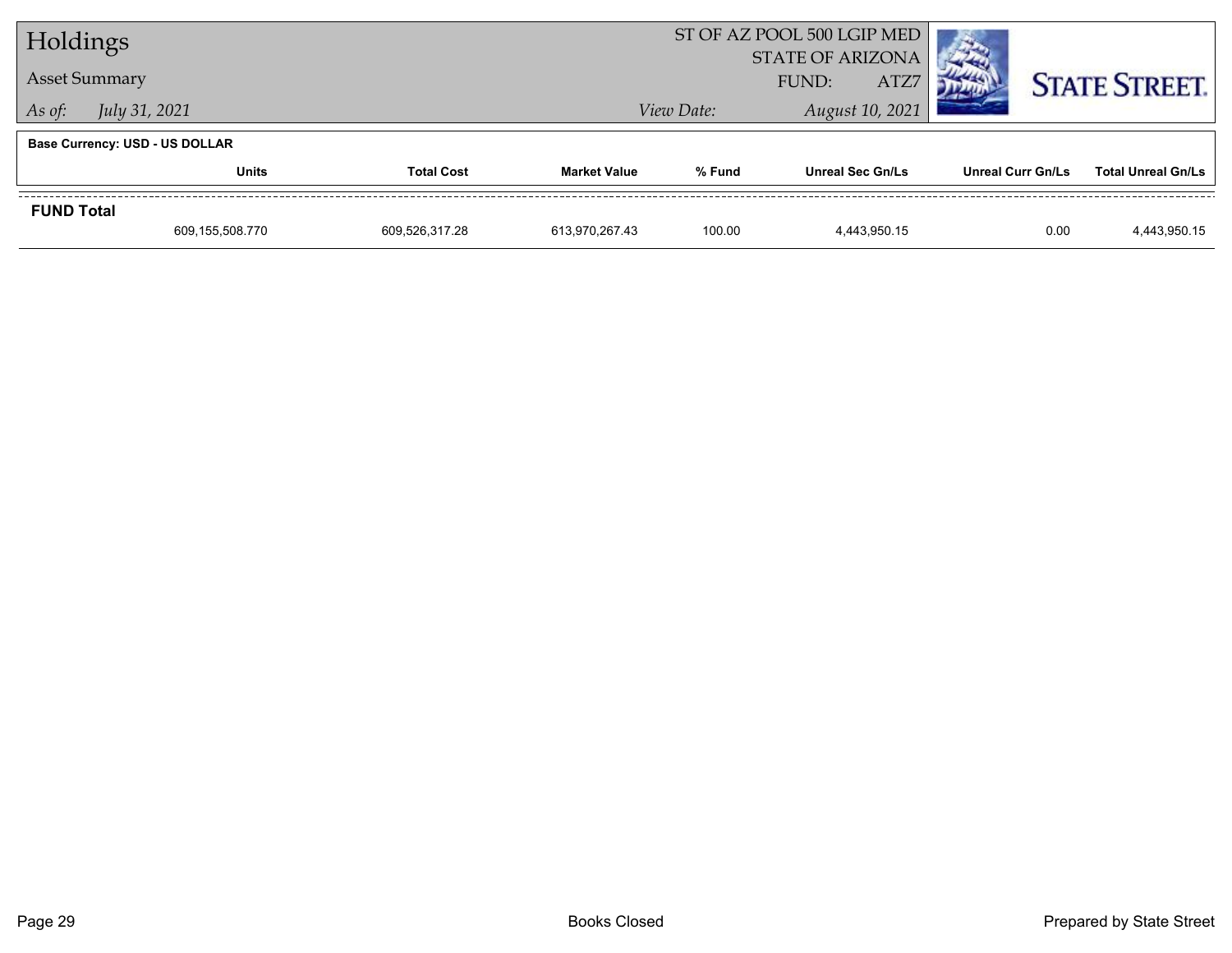# Holdings

## Asset Summary

*As of:* July 31, 2021

ST OF AZ POOL 500 LGIP MED
STATE OF ARIZONA
FUND: ATZ7
*View Date:* August 10, 2021

**Base Currency: USD - US DOLLAR**

| | Units | Total Cost | Market Value | % Fund | Unreal Sec Gn/Ls | Unreal Curr Gn/Ls | Total Unreal Gn/Ls |
|---|---|---|---|---|---|---|---|
| **FUND Total** | | | | | | | |
| | 609,155,508.770 | 609,526,317.28 | 613,970,267.43 | 100.00 | 4,443,950.15 | 0.00 | 4,443,950.15 |

Books Closed

Prepared by State Street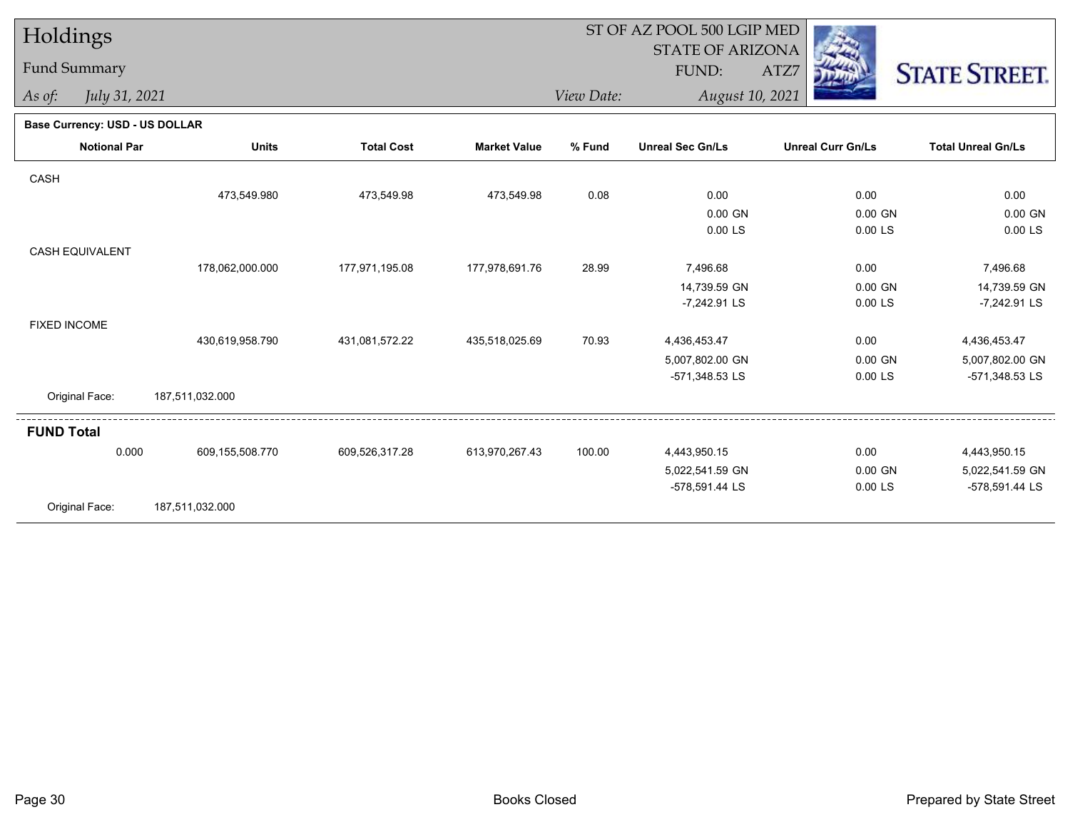# Holdings

Fund Summary

*As of: July 31, 2021*

ST OF AZ POOL 500 LGIP MED
STATE OF ARIZONA
FUND: ATZ7

*View Date: August 10, 2021*

STATE STREET.

**Base Currency: USD - US DOLLAR**

| Notional Par | Units | Total Cost | Market Value | % Fund | Unreal Sec Gn/Ls | Unreal Curr Gn/Ls | Total Unreal Gn/Ls |
|---|---|---|---|---|---|---|---|
| CASH | | | | | | | |
| | 473,549.980 | 473,549.98 | 473,549.98 | 0.08 | 0.00 | 0.00 | 0.00 |
| | | | | | 0.00 GN | 0.00 GN | 0.00 GN |
| | | | | | 0.00 LS | 0.00 LS | 0.00 LS |
| CASH EQUIVALENT | | | | | | | |
| | 178,062,000.000 | 177,971,195.08 | 177,978,691.76 | 28.99 | 7,496.68 | 0.00 | 7,496.68 |
| | | | | | 14,739.59 GN | 0.00 GN | 14,739.59 GN |
| | | | | | -7,242.91 LS | 0.00 LS | -7,242.91 LS |
| FIXED INCOME | | | | | | | |
| | 430,619,958.790 | 431,081,572.22 | 435,518,025.69 | 70.93 | 4,436,453.47 | 0.00 | 4,436,453.47 |
| | | | | | 5,007,802.00 GN | 0.00 GN | 5,007,802.00 GN |
| | | | | | -571,348.53 LS | 0.00 LS | -571,348.53 LS |
| Original Face: | 187,511,032.000 | | | | | | |
| **FUND Total** | | | | | | | |
| 0.000 | 609,155,508.770 | 609,526,317.28 | 613,970,267.43 | 100.00 | 4,443,950.15 | 0.00 | 4,443,950.15 |
| | | | | | 5,022,541.59 GN | 0.00 GN | 5,022,541.59 GN |
| | | | | | -578,591.44 LS | 0.00 LS | -578,591.44 LS |
| Original Face: | 187,511,032.000 | | | | | | |

Books Closed

Prepared by State Street